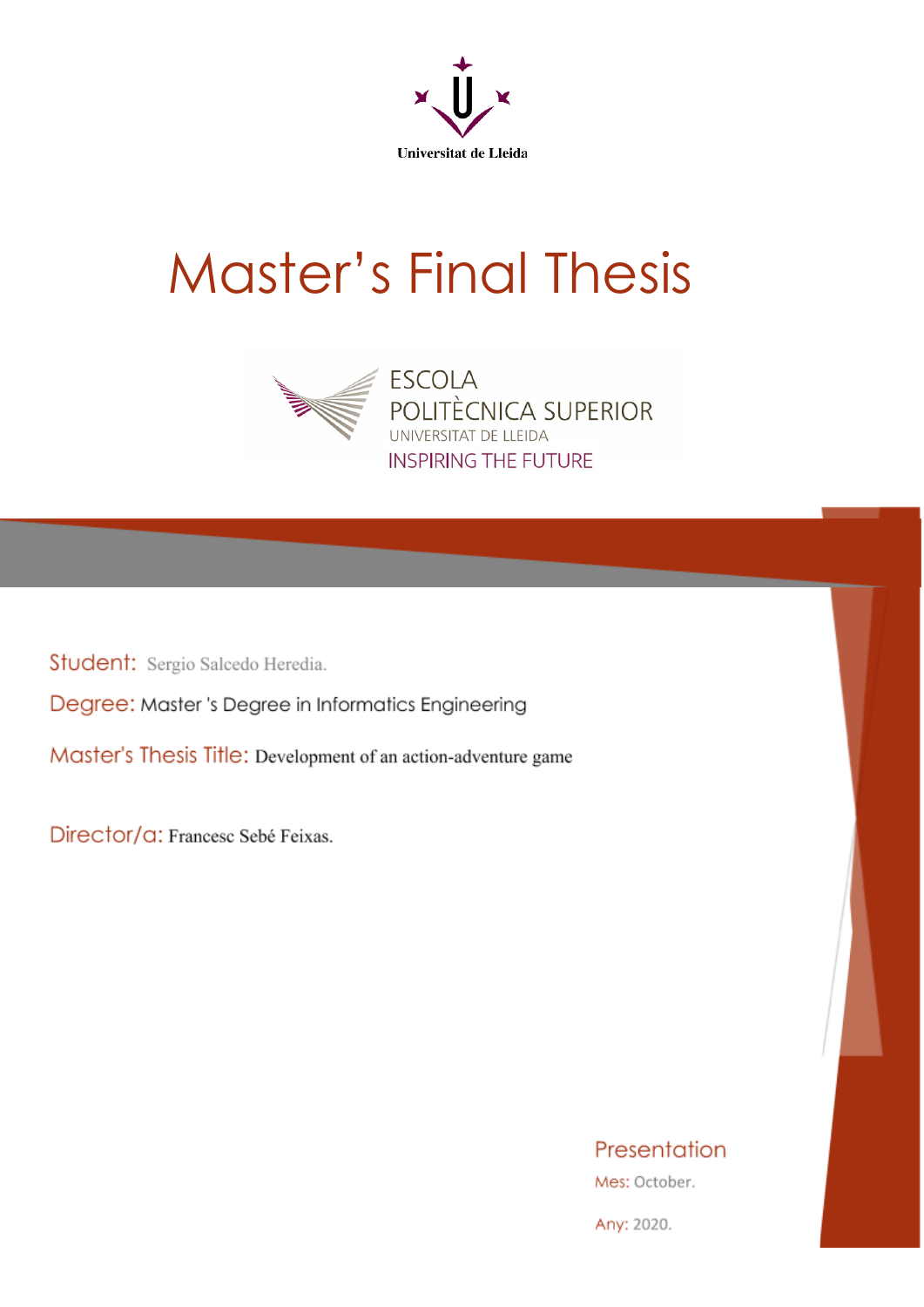Universitat de Lleida

# Master's Final Thesis

ESCOLA
POLITÈCNICA SUPERIOR
UNIVERSITAT DE LLEIDA
INSPIRING THE FUTURE

Student: Sergio Salcedo Heredia.

Degree: Master 's Degree in Informatics Engineering

Master's Thesis Title: Development of an action-adventure game

Director/a: Francesc Sebé Feixas.

Presentation

Mes: October.

Any: 2020.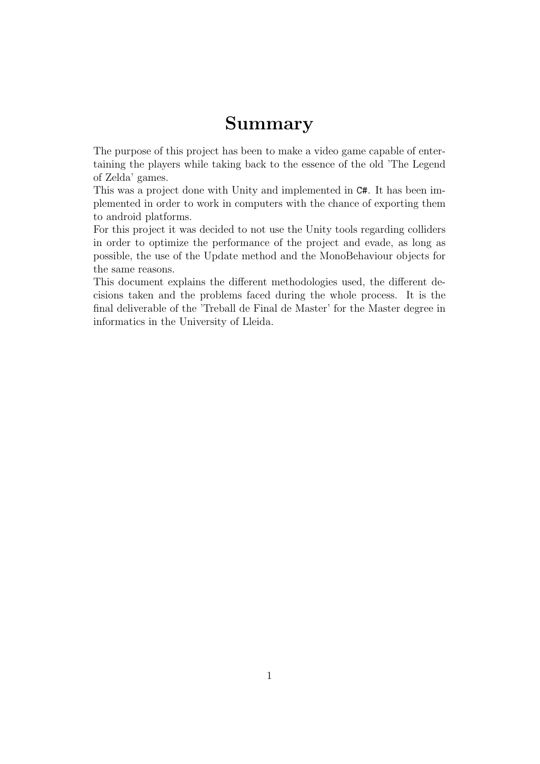# Summary

The purpose of this project has been to make a video game capable of entertaining the players while taking back to the essence of the old 'The Legend of Zelda' games.

This was a project done with Unity and implemented in `C#`. It has been implemented in order to work in computers with the chance of exporting them to android platforms.

For this project it was decided to not use the Unity tools regarding colliders in order to optimize the performance of the project and evade, as long as possible, the use of the Update method and the MonoBehaviour objects for the same reasons.

This document explains the different methodologies used, the different decisions taken and the problems faced during the whole process. It is the final deliverable of the 'Treball de Final de Master' for the Master degree in informatics in the University of Lleida.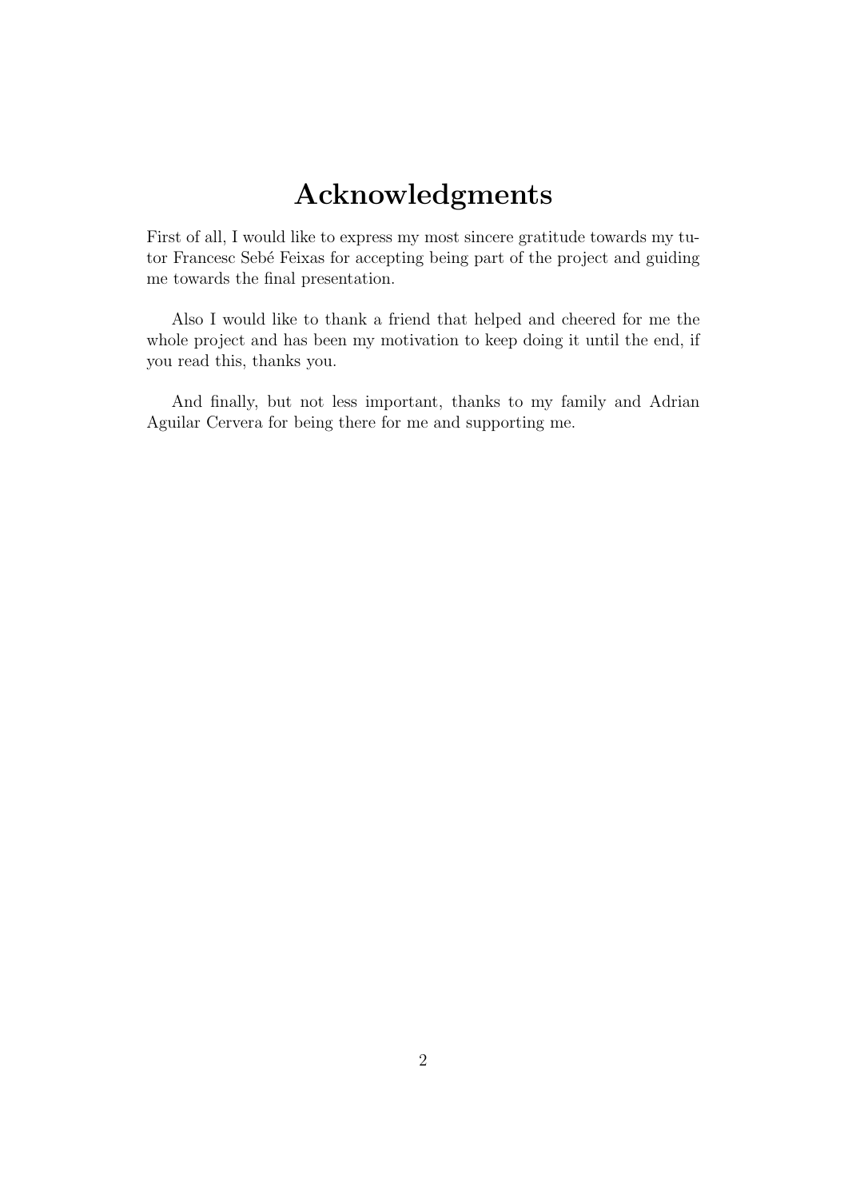# Acknowledgments

First of all, I would like to express my most sincere gratitude towards my tutor Francesc Sebé Feixas for accepting being part of the project and guiding me towards the final presentation.

Also I would like to thank a friend that helped and cheered for me the whole project and has been my motivation to keep doing it until the end, if you read this, thanks you.

And finally, but not less important, thanks to my family and Adrian Aguilar Cervera for being there for me and supporting me.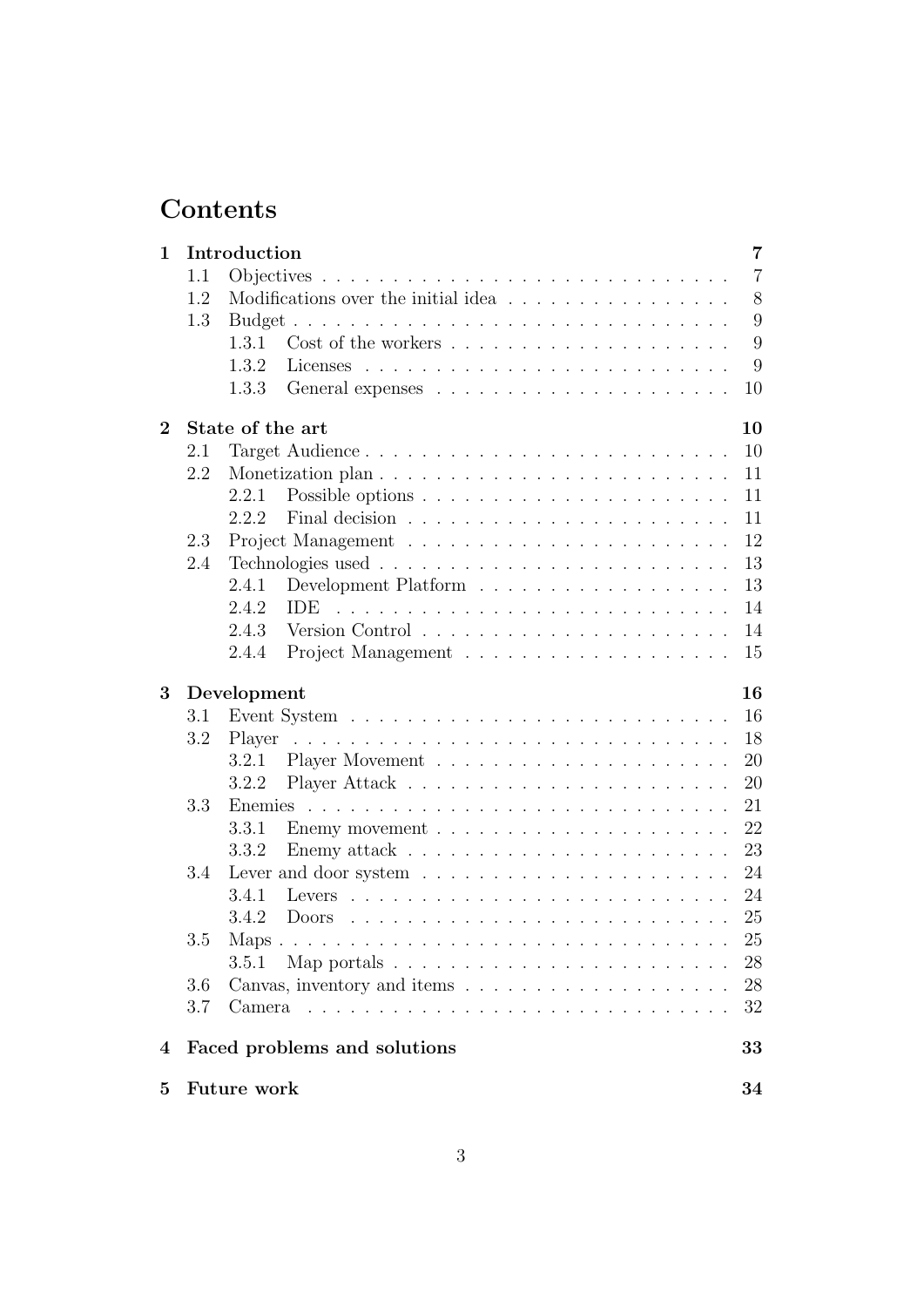# Contents

**1 Introduction** — **7**

- 1.1 Objectives — 7
- 1.2 Modifications over the initial idea — 8
- 1.3 Budget — 9
  - 1.3.1 Cost of the workers — 9
  - 1.3.2 Licenses — 9
  - 1.3.3 General expenses — 10

**2 State of the art** — **10**

- 2.1 Target Audience — 10
- 2.2 Monetization plan — 11
  - 2.2.1 Possible options — 11
  - 2.2.2 Final decision — 11
- 2.3 Project Management — 12
- 2.4 Technologies used — 13
  - 2.4.1 Development Platform — 13
  - 2.4.2 IDE — 14
  - 2.4.3 Version Control — 14
  - 2.4.4 Project Management — 15

**3 Development** — **16**

- 3.1 Event System — 16
- 3.2 Player — 18
  - 3.2.1 Player Movement — 20
  - 3.2.2 Player Attack — 20
- 3.3 Enemies — 21
  - 3.3.1 Enemy movement — 22
  - 3.3.2 Enemy attack — 23
- 3.4 Lever and door system — 24
  - 3.4.1 Levers — 24
  - 3.4.2 Doors — 25
- 3.5 Maps — 25
  - 3.5.1 Map portals — 28
- 3.6 Canvas, inventory and items — 28
- 3.7 Camera — 32

**4 Faced problems and solutions** — **33**

**5 Future work** — **34**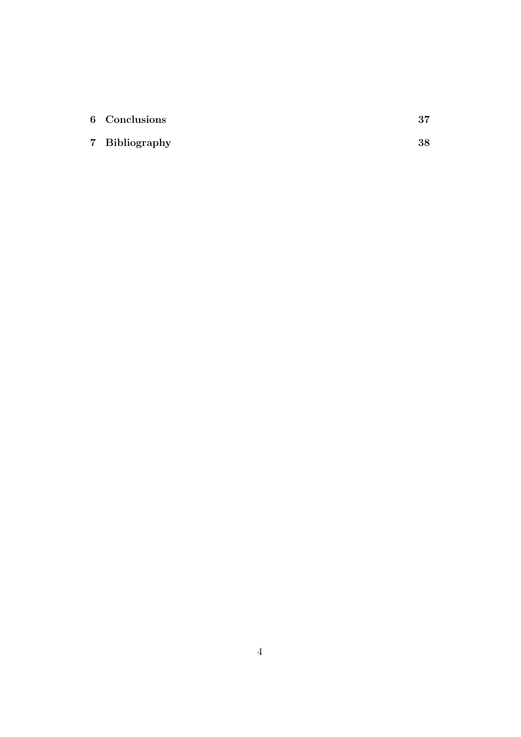**6 Conclusions** **37**

**7 Bibliography** **38**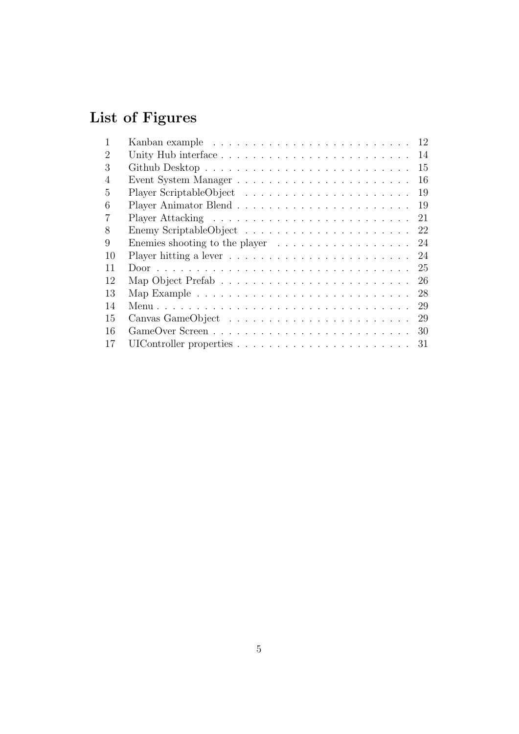# List of Figures

| | | |
|---|---|---|
| 1 | Kanban example | 12 |
| 2 | Unity Hub interface | 14 |
| 3 | Github Desktop | 15 |
| 4 | Event System Manager | 16 |
| 5 | Player ScriptableObject | 19 |
| 6 | Player Animator Blend | 19 |
| 7 | Player Attacking | 21 |
| 8 | Enemy ScriptableObject | 22 |
| 9 | Enemies shooting to the player | 24 |
| 10 | Player hitting a lever | 24 |
| 11 | Door | 25 |
| 12 | Map Object Prefab | 26 |
| 13 | Map Example | 28 |
| 14 | Menu | 29 |
| 15 | Canvas GameObject | 29 |
| 16 | GameOver Screen | 30 |
| 17 | UIController properties | 31 |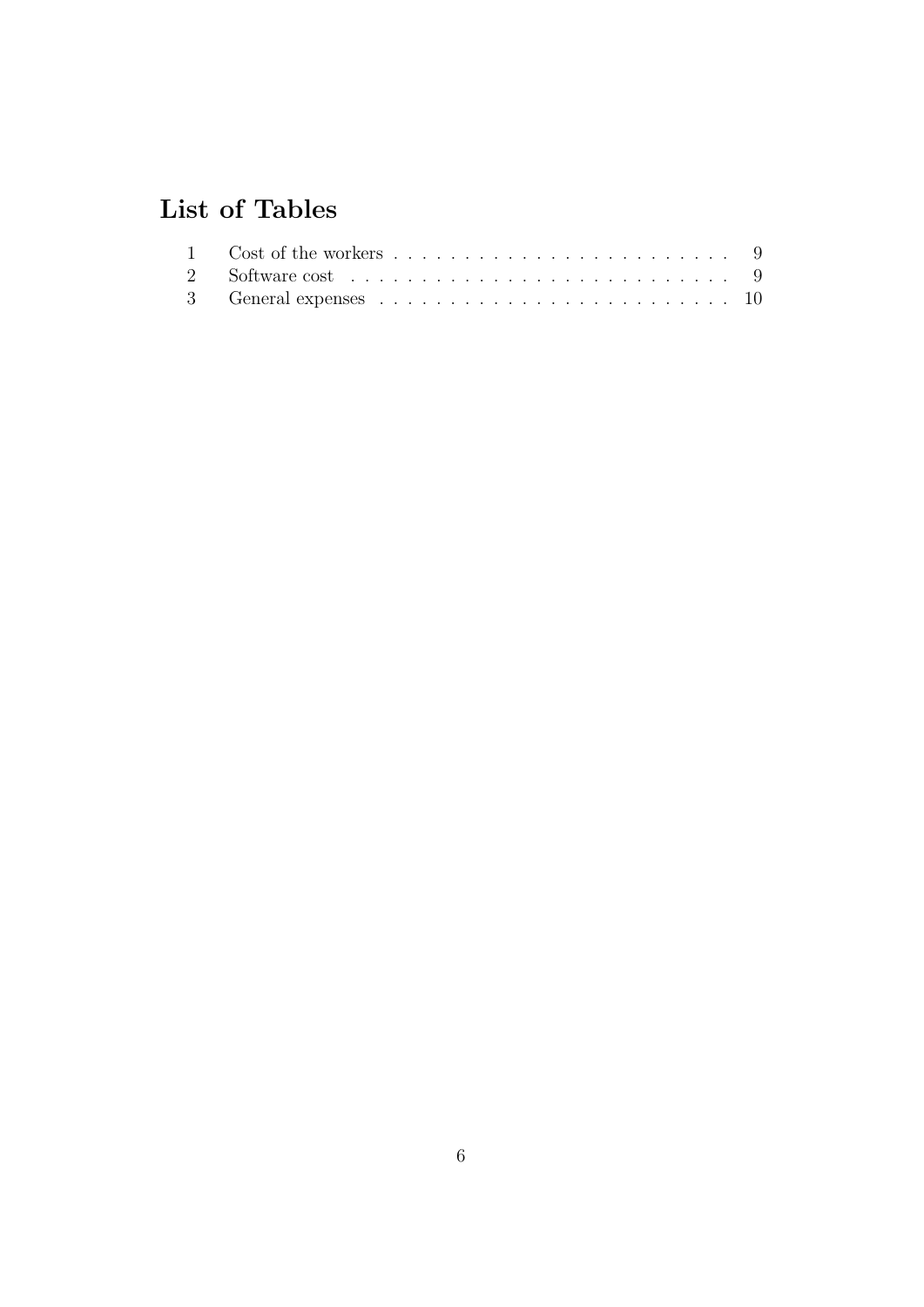# List of Tables

1 Cost of the workers . . . . . . . . . . . . . . . . . . . . . . . . . 9
2 Software cost . . . . . . . . . . . . . . . . . . . . . . . . . . . . 9
3 General expenses . . . . . . . . . . . . . . . . . . . . . . . . . 10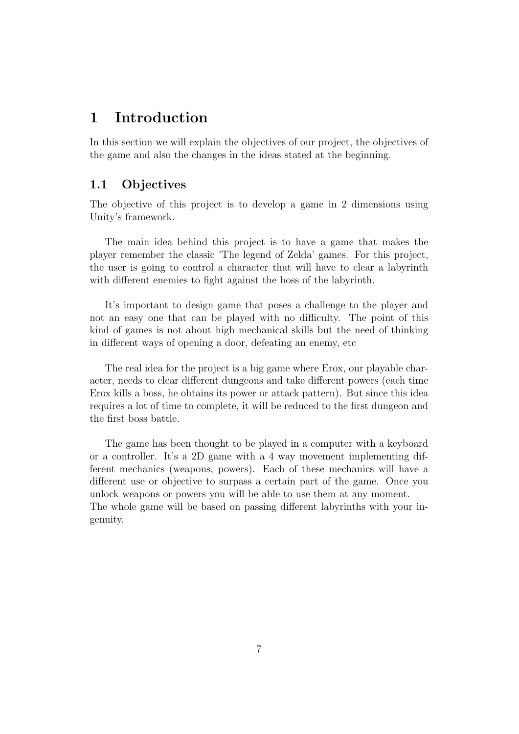# 1 Introduction

In this section we will explain the objectives of our project, the objectives of the game and also the changes in the ideas stated at the beginning.

## 1.1 Objectives

The objective of this project is to develop a game in 2 dimensions using Unity's framework.

The main idea behind this project is to have a game that makes the player remember the classic 'The legend of Zelda' games. For this project, the user is going to control a character that will have to clear a labyrinth with different enemies to fight against the boss of the labyrinth.

It's important to design game that poses a challenge to the player and not an easy one that can be played with no difficulty. The point of this kind of games is not about high mechanical skills but the need of thinking in different ways of opening a door, defeating an enemy, etc

The real idea for the project is a big game where Erox, our playable character, needs to clear different dungeons and take different powers (each time Erox kills a boss, he obtains its power or attack pattern). But since this idea requires a lot of time to complete, it will be reduced to the first dungeon and the first boss battle.

The game has been thought to be played in a computer with a keyboard or a controller. It's a 2D game with a 4 way movement implementing different mechanics (weapons, powers). Each of these mechanics will have a different use or objective to surpass a certain part of the game. Once you unlock weapons or powers you will be able to use them at any moment.
The whole game will be based on passing different labyrinths with your ingenuity.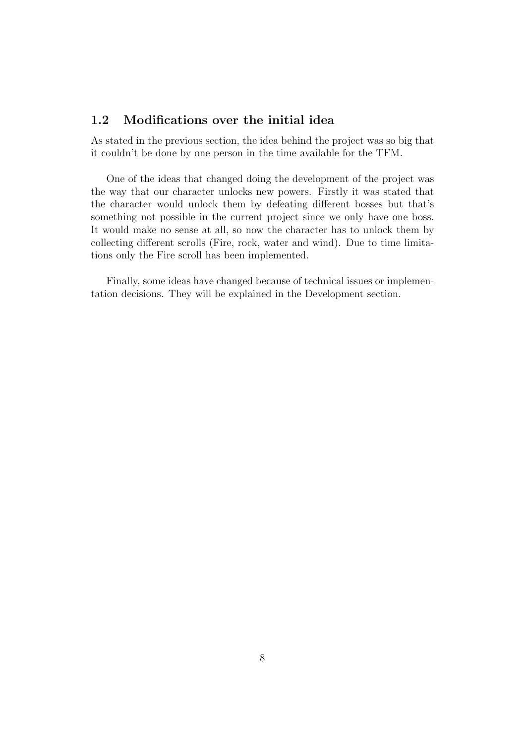## 1.2 Modifications over the initial idea

As stated in the previous section, the idea behind the project was so big that it couldn't be done by one person in the time available for the TFM.

One of the ideas that changed doing the development of the project was the way that our character unlocks new powers. Firstly it was stated that the character would unlock them by defeating different bosses but that's something not possible in the current project since we only have one boss. It would make no sense at all, so now the character has to unlock them by collecting different scrolls (Fire, rock, water and wind). Due to time limitations only the Fire scroll has been implemented.

Finally, some ideas have changed because of technical issues or implementation decisions. They will be explained in the Development section.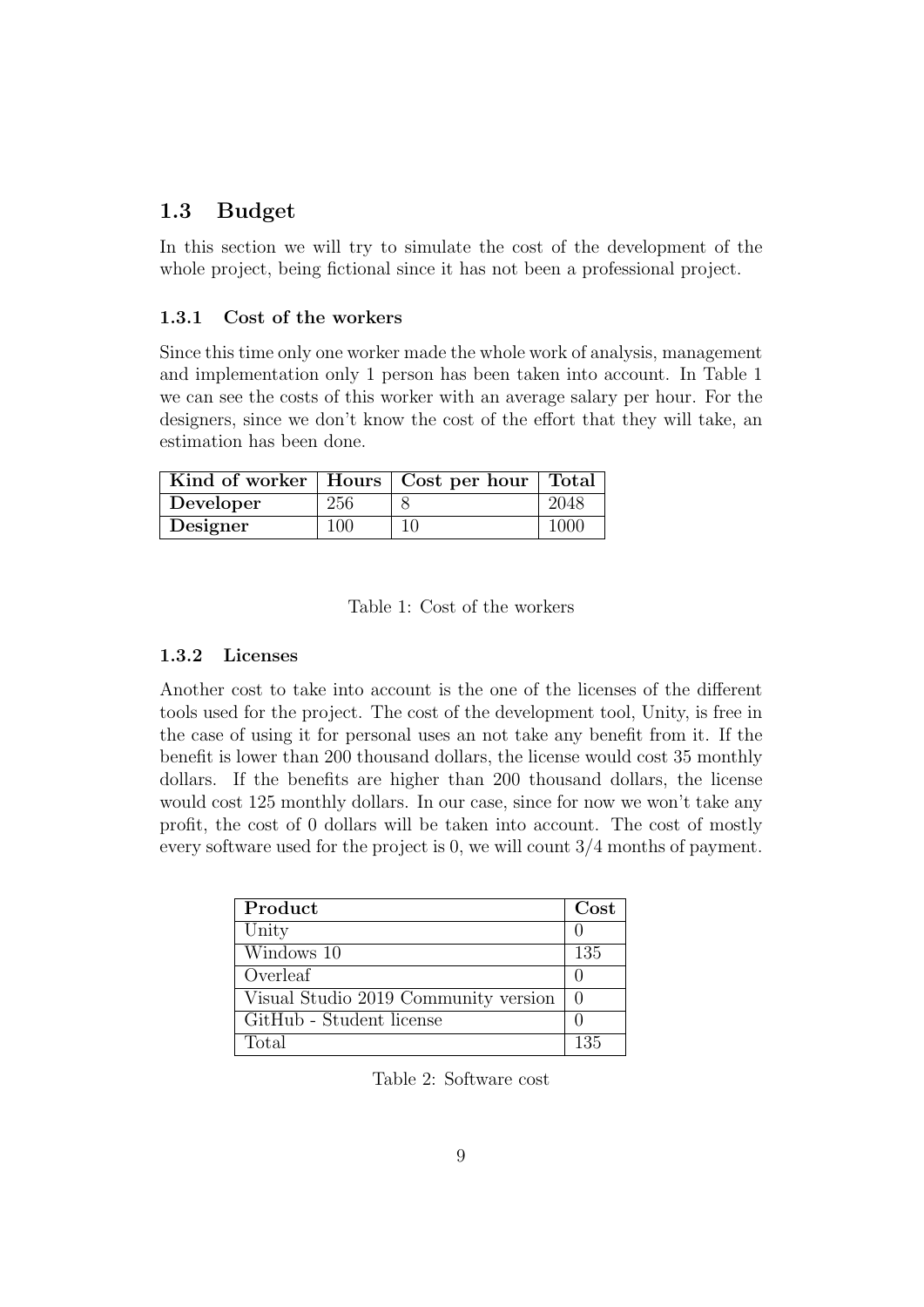## 1.3 Budget

In this section we will try to simulate the cost of the development of the whole project, being fictional since it has not been a professional project.

### 1.3.1 Cost of the workers

Since this time only one worker made the whole work of analysis, management and implementation only 1 person has been taken into account. In Table 1 we can see the costs of this worker with an average salary per hour. For the designers, since we don't know the cost of the effort that they will take, an estimation has been done.

| Kind of worker | Hours | Cost per hour | Total |
|---|---|---|---|
| **Developer** | 256 | 8 | 2048 |
| **Designer** | 100 | 10 | 1000 |

Table 1: Cost of the workers

### 1.3.2 Licenses

Another cost to take into account is the one of the licenses of the different tools used for the project. The cost of the development tool, Unity, is free in the case of using it for personal uses an not take any benefit from it. If the benefit is lower than 200 thousand dollars, the license would cost 35 monthly dollars. If the benefits are higher than 200 thousand dollars, the license would cost 125 monthly dollars. In our case, since for now we won't take any profit, the cost of 0 dollars will be taken into account. The cost of mostly every software used for the project is 0, we will count 3/4 months of payment.

| Product | Cost |
|---|---|
| Unity | 0 |
| Windows 10 | 135 |
| Overleaf | 0 |
| Visual Studio 2019 Community version | 0 |
| GitHub - Student license | 0 |
| Total | 135 |

Table 2: Software cost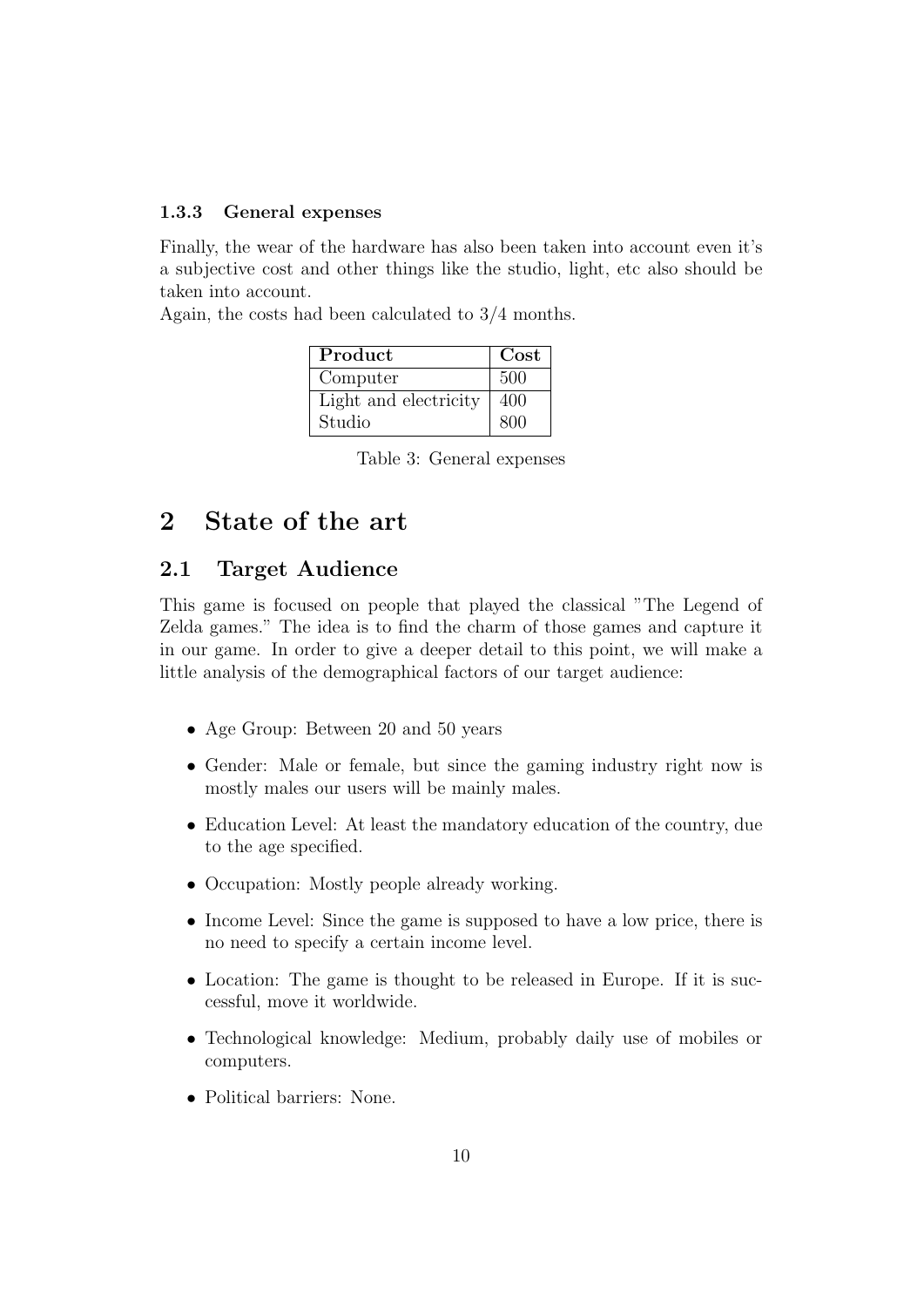### 1.3.3 General expenses

Finally, the wear of the hardware has also been taken into account even it's a subjective cost and other things like the studio, light, etc also should be taken into account.
Again, the costs had been calculated to 3/4 months.

| Product | Cost |
|---|---|
| Computer | 500 |
| Light and electricity | 400 |
| Studio | 800 |

Table 3: General expenses

# 2 State of the art

## 2.1 Target Audience

This game is focused on people that played the classical "The Legend of Zelda games." The idea is to find the charm of those games and capture it in our game. In order to give a deeper detail to this point, we will make a little analysis of the demographical factors of our target audience:

- Age Group: Between 20 and 50 years
- Gender: Male or female, but since the gaming industry right now is mostly males our users will be mainly males.
- Education Level: At least the mandatory education of the country, due to the age specified.
- Occupation: Mostly people already working.
- Income Level: Since the game is supposed to have a low price, there is no need to specify a certain income level.
- Location: The game is thought to be released in Europe. If it is successful, move it worldwide.
- Technological knowledge: Medium, probably daily use of mobiles or computers.
- Political barriers: None.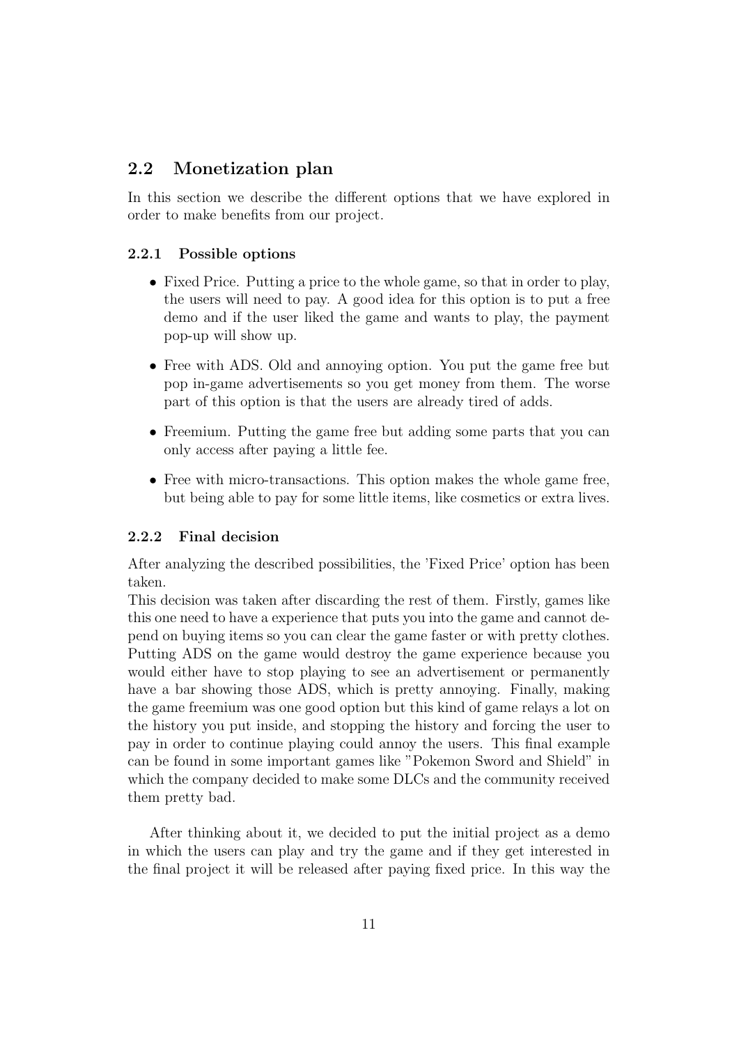## 2.2 Monetization plan

In this section we describe the different options that we have explored in order to make benefits from our project.

### 2.2.1 Possible options

- Fixed Price. Putting a price to the whole game, so that in order to play, the users will need to pay. A good idea for this option is to put a free demo and if the user liked the game and wants to play, the payment pop-up will show up.
- Free with ADS. Old and annoying option. You put the game free but pop in-game advertisements so you get money from them. The worse part of this option is that the users are already tired of adds.
- Freemium. Putting the game free but adding some parts that you can only access after paying a little fee.
- Free with micro-transactions. This option makes the whole game free, but being able to pay for some little items, like cosmetics or extra lives.

### 2.2.2 Final decision

After analyzing the described possibilities, the 'Fixed Price' option has been taken.
This decision was taken after discarding the rest of them. Firstly, games like this one need to have a experience that puts you into the game and cannot depend on buying items so you can clear the game faster or with pretty clothes. Putting ADS on the game would destroy the game experience because you would either have to stop playing to see an advertisement or permanently have a bar showing those ADS, which is pretty annoying. Finally, making the game freemium was one good option but this kind of game relays a lot on the history you put inside, and stopping the history and forcing the user to pay in order to continue playing could annoy the users. This final example can be found in some important games like "Pokemon Sword and Shield" in which the company decided to make some DLCs and the community received them pretty bad.

After thinking about it, we decided to put the initial project as a demo in which the users can play and try the game and if they get interested in the final project it will be released after paying fixed price. In this way the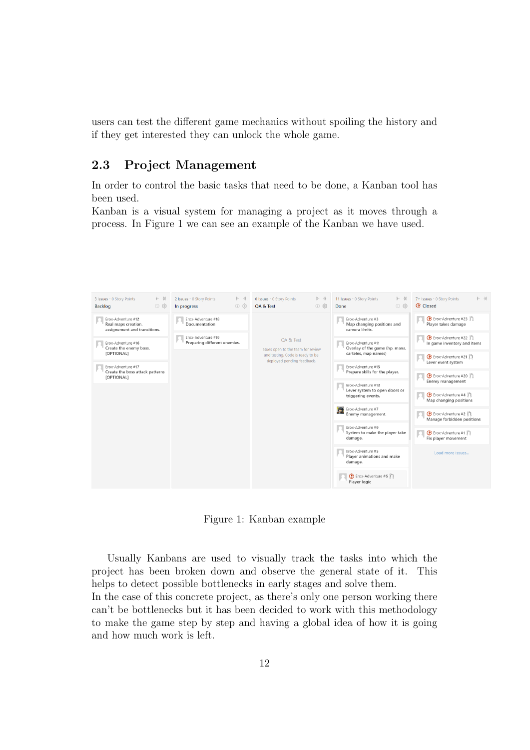users can test the different game mechanics without spoiling the history and if they get interested they can unlock the whole game.

## 2.3 Project Management

In order to control the basic tasks that need to be done, a Kanban tool has been used.
Kanban is a visual system for managing a project as it moves through a process. In Figure 1 we can see an example of the Kanban we have used.

Figure 1: Kanban example

Usually Kanbans are used to visually track the tasks into which the project has been broken down and observe the general state of it. This helps to detect possible bottlenecks in early stages and solve them.
In the case of this concrete project, as there's only one person working there can't be bottlenecks but it has been decided to work with this methodology to make the game step by step and having a global idea of how it is going and how much work is left.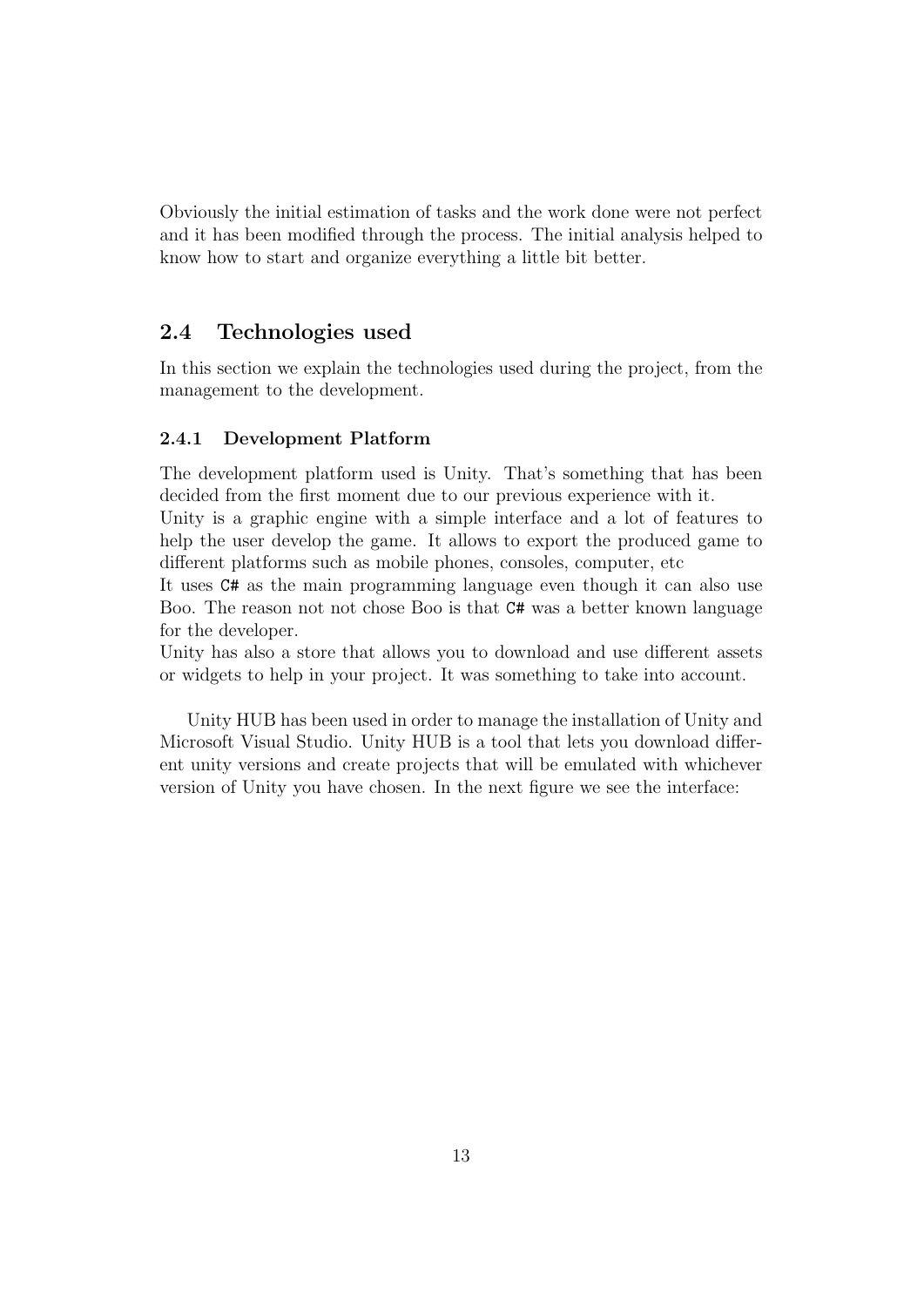Obviously the initial estimation of tasks and the work done were not perfect and it has been modified through the process. The initial analysis helped to know how to start and organize everything a little bit better.

## 2.4 Technologies used

In this section we explain the technologies used during the project, from the management to the development.

### 2.4.1 Development Platform

The development platform used is Unity. That's something that has been decided from the first moment due to our previous experience with it.
Unity is a graphic engine with a simple interface and a lot of features to help the user develop the game. It allows to export the produced game to different platforms such as mobile phones, consoles, computer, etc
It uses `C#` as the main programming language even though it can also use Boo. The reason not not chose Boo is that `C#` was a better known language for the developer.
Unity has also a store that allows you to download and use different assets or widgets to help in your project. It was something to take into account.

Unity HUB has been used in order to manage the installation of Unity and Microsoft Visual Studio. Unity HUB is a tool that lets you download different unity versions and create projects that will be emulated with whichever version of Unity you have chosen. In the next figure we see the interface: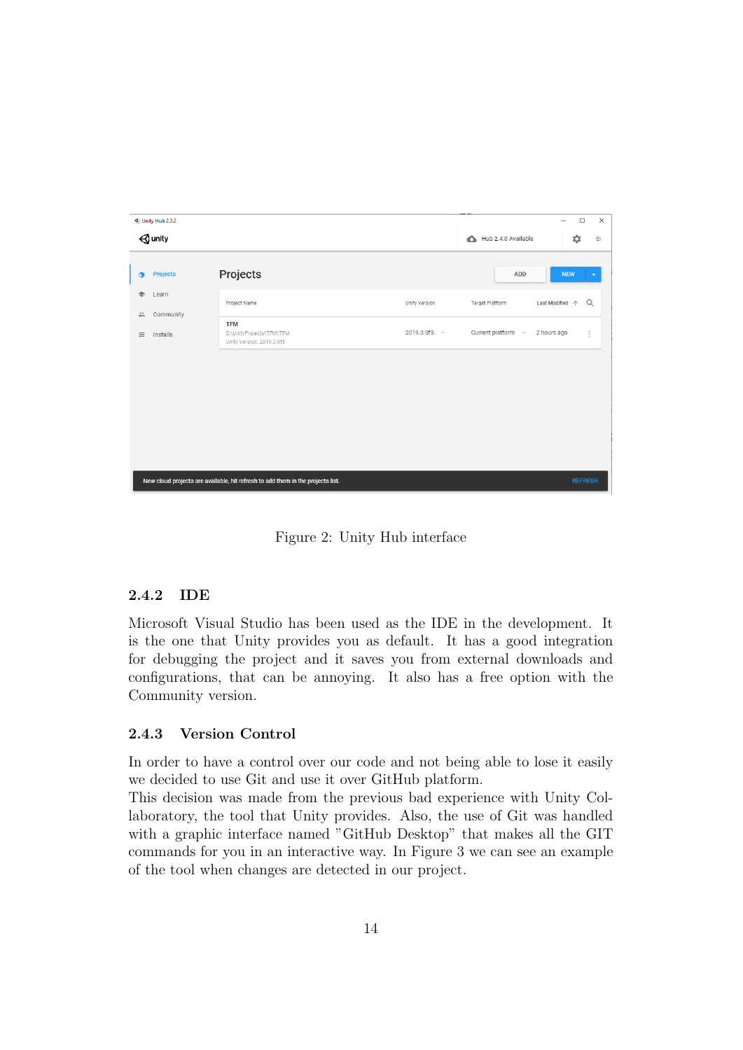Figure 2: Unity Hub interface

### 2.4.2 IDE

Microsoft Visual Studio has been used as the IDE in the development. It is the one that Unity provides you as default. It has a good integration for debugging the project and it saves you from external downloads and configurations, that can be annoying. It also has a free option with the Community version.

### 2.4.3 Version Control

In order to have a control over our code and not being able to lose it easily we decided to use Git and use it over GitHub platform.
This decision was made from the previous bad experience with Unity Collaboratory, the tool that Unity provides. Also, the use of Git was handled with a graphic interface named "GitHub Desktop" that makes all the GIT commands for you in an interactive way. In Figure 3 we can see an example of the tool when changes are detected in our project.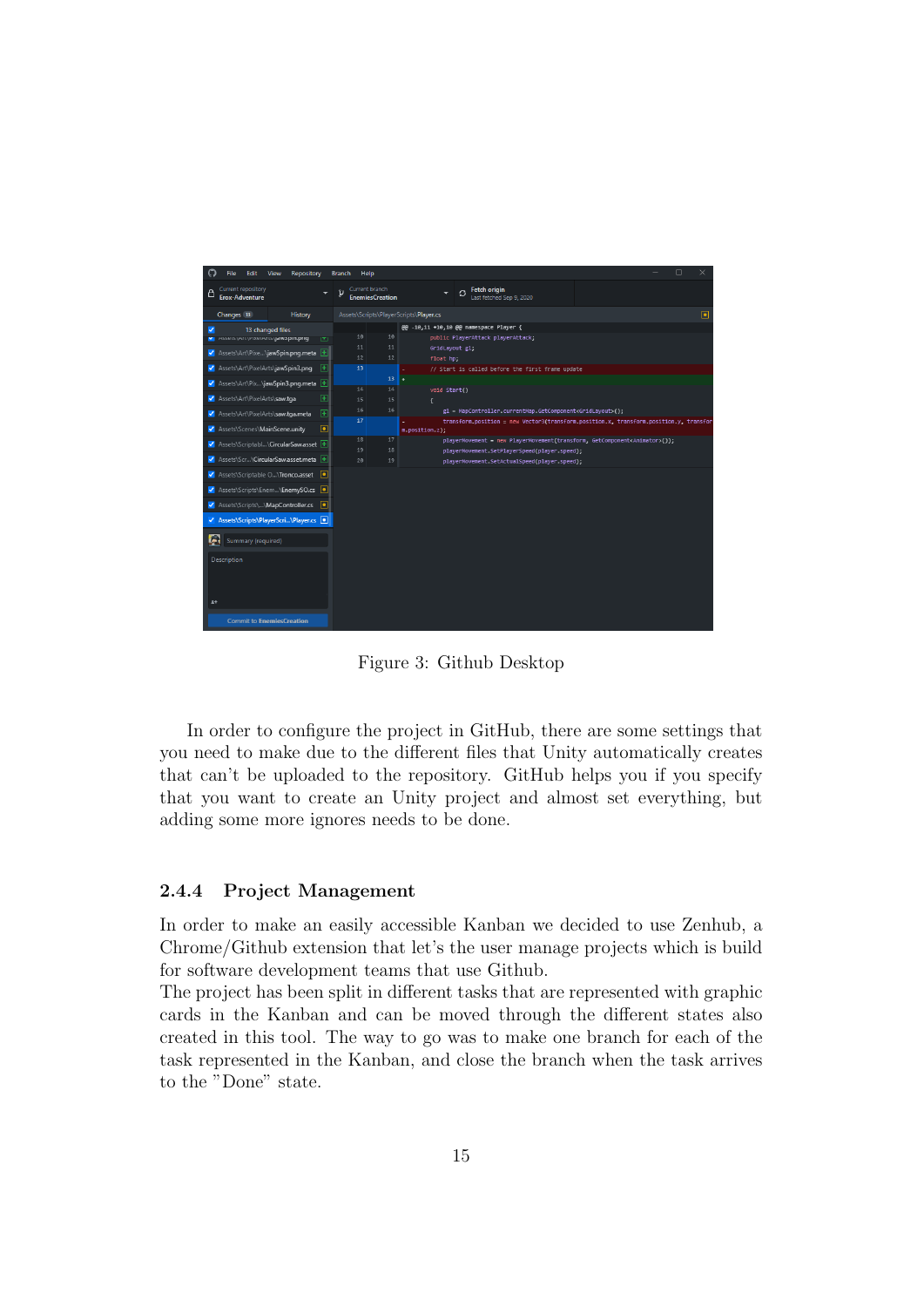Figure 3: Github Desktop

In order to configure the project in GitHub, there are some settings that you need to make due to the different files that Unity automatically creates that can't be uploaded to the repository. GitHub helps you if you specify that you want to create an Unity project and almost set everything, but adding some more ignores needs to be done.

### 2.4.4 Project Management

In order to make an easily accessible Kanban we decided to use Zenhub, a Chrome/Github extension that let's the user manage projects which is build for software development teams that use Github.
The project has been split in different tasks that are represented with graphic cards in the Kanban and can be moved through the different states also created in this tool. The way to go was to make one branch for each of the task represented in the Kanban, and close the branch when the task arrives to the "Done" state.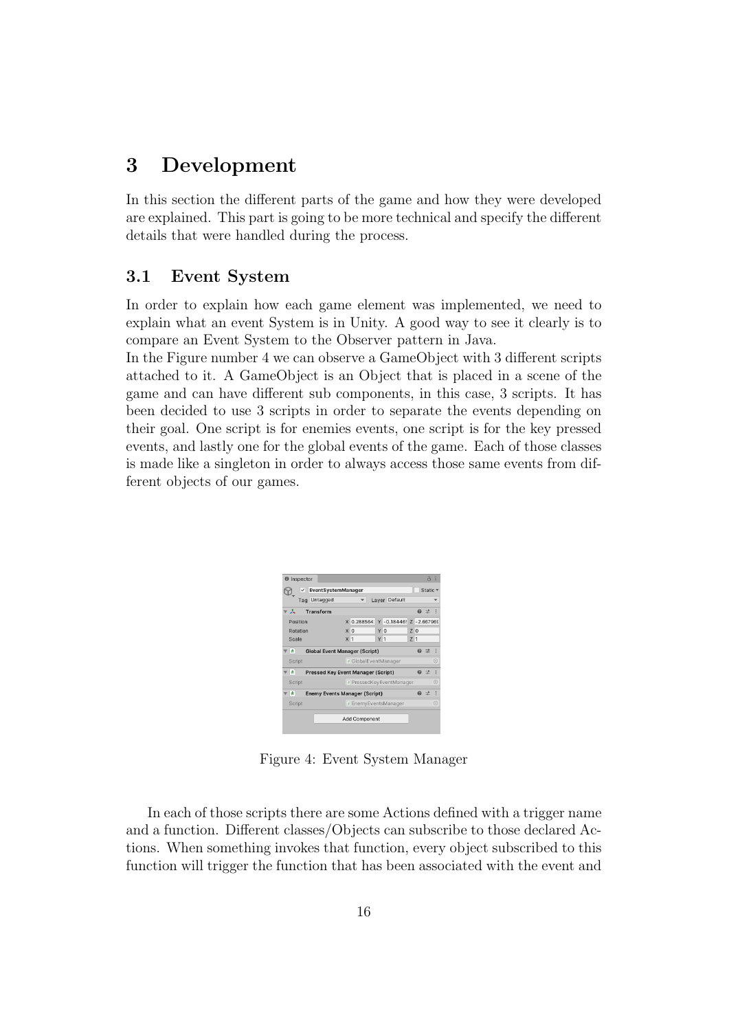# 3 Development

In this section the different parts of the game and how they were developed are explained. This part is going to be more technical and specify the different details that were handled during the process.

## 3.1 Event System

In order to explain how each game element was implemented, we need to explain what an event System is in Unity. A good way to see it clearly is to compare an Event System to the Observer pattern in Java.

In the Figure number 4 we can observe a GameObject with 3 different scripts attached to it. A GameObject is an Object that is placed in a scene of the game and can have different sub components, in this case, 3 scripts. It has been decided to use 3 scripts in order to separate the events depending on their goal. One script is for enemies events, one script is for the key pressed events, and lastly one for the global events of the game. Each of those classes is made like a singleton in order to always access those same events from different objects of our games.

Figure 4: Event System Manager

In each of those scripts there are some Actions defined with a trigger name and a function. Different classes/Objects can subscribe to those declared Actions. When something invokes that function, every object subscribed to this function will trigger the function that has been associated with the event and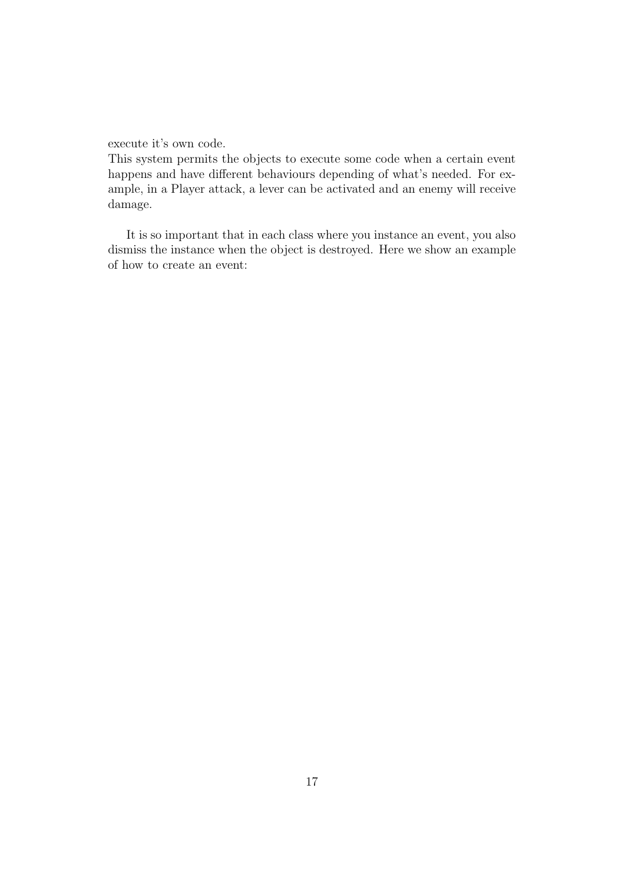execute it's own code.
This system permits the objects to execute some code when a certain event happens and have different behaviours depending of what's needed. For example, in a Player attack, a lever can be activated and an enemy will receive damage.

It is so important that in each class where you instance an event, you also dismiss the instance when the object is destroyed. Here we show an example of how to create an event: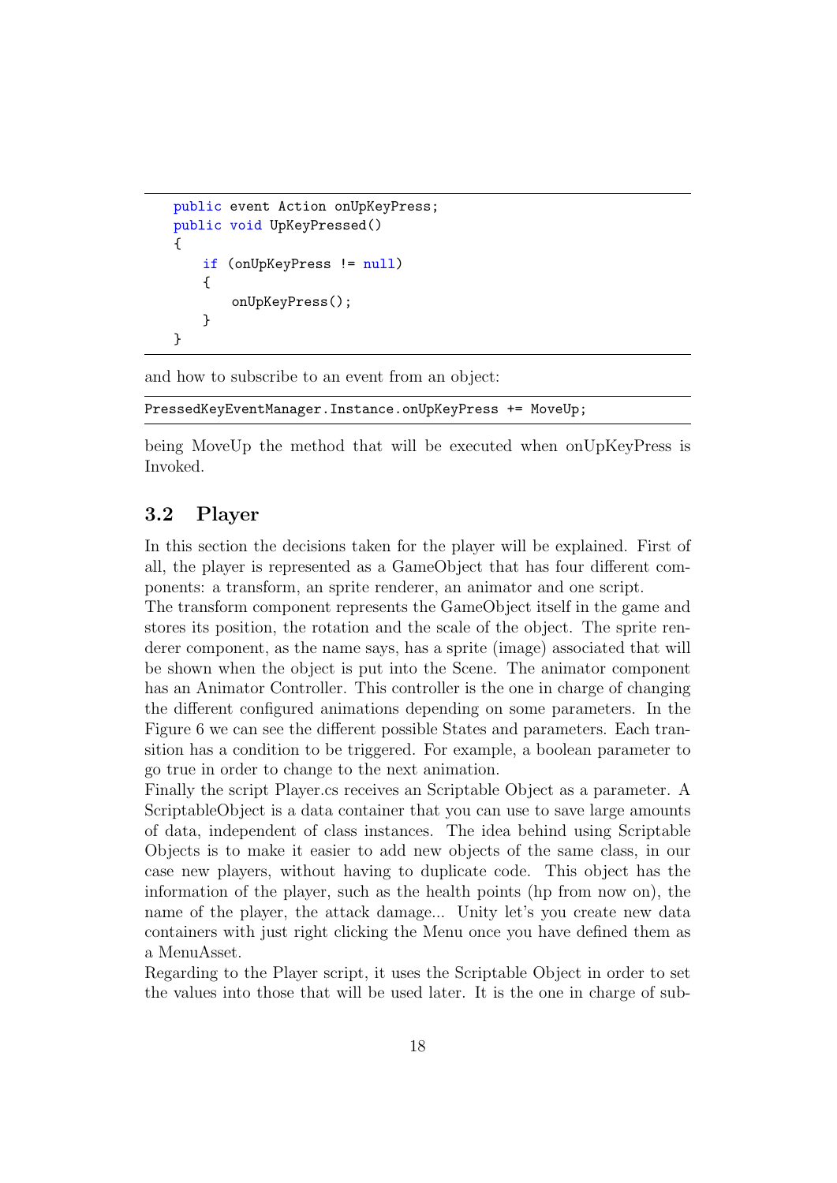```
public event Action onUpKeyPress;
public void UpKeyPressed()
{
    if (onUpKeyPress != null)
    {
        onUpKeyPress();
    }
}
```

and how to subscribe to an event from an object:

```
PressedKeyEventManager.Instance.onUpKeyPress += MoveUp;
```

being MoveUp the method that will be executed when onUpKeyPress is Invoked.

## 3.2 Player

In this section the decisions taken for the player will be explained. First of all, the player is represented as a GameObject that has four different components: a transform, an sprite renderer, an animator and one script.

The transform component represents the GameObject itself in the game and stores its position, the rotation and the scale of the object. The sprite renderer component, as the name says, has a sprite (image) associated that will be shown when the object is put into the Scene. The animator component has an Animator Controller. This controller is the one in charge of changing the different configured animations depending on some parameters. In the Figure 6 we can see the different possible States and parameters. Each transition has a condition to be triggered. For example, a boolean parameter to go true in order to change to the next animation.

Finally the script Player.cs receives an Scriptable Object as a parameter. A ScriptableObject is a data container that you can use to save large amounts of data, independent of class instances. The idea behind using Scriptable Objects is to make it easier to add new objects of the same class, in our case new players, without having to duplicate code. This object has the information of the player, such as the health points (hp from now on), the name of the player, the attack damage... Unity let's you create new data containers with just right clicking the Menu once you have defined them as a MenuAsset.

Regarding to the Player script, it uses the Scriptable Object in order to set the values into those that will be used later. It is the one in charge of sub-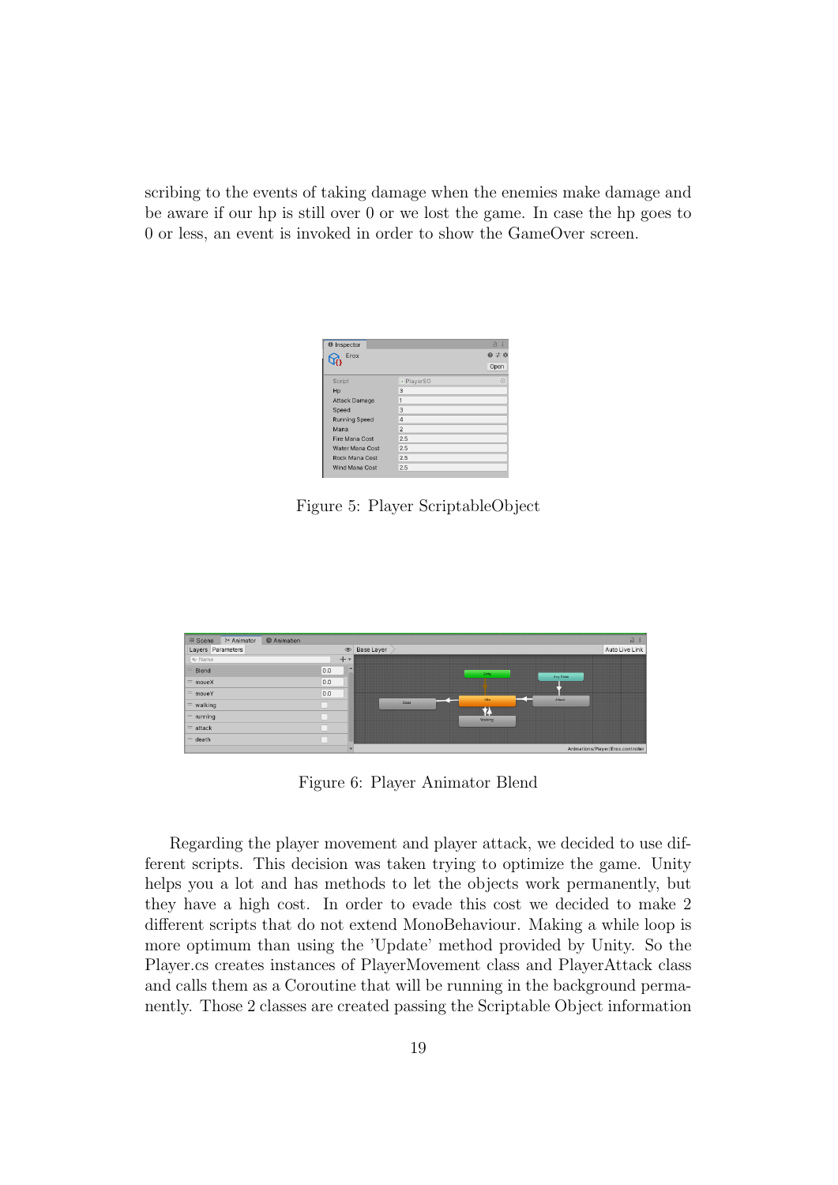scribing to the events of taking damage when the enemies make damage and be aware if our hp is still over 0 or we lost the game. In case the hp goes to 0 or less, an event is invoked in order to show the GameOver screen.

Figure 5: Player ScriptableObject

Figure 6: Player Animator Blend

Regarding the player movement and player attack, we decided to use different scripts. This decision was taken trying to optimize the game. Unity helps you a lot and has methods to let the objects work permanently, but they have a high cost. In order to evade this cost we decided to make 2 different scripts that do not extend MonoBehaviour. Making a while loop is more optimum than using the 'Update' method provided by Unity. So the Player.cs creates instances of PlayerMovement class and PlayerAttack class and calls them as a Coroutine that will be running in the background permanently. Those 2 classes are created passing the Scriptable Object information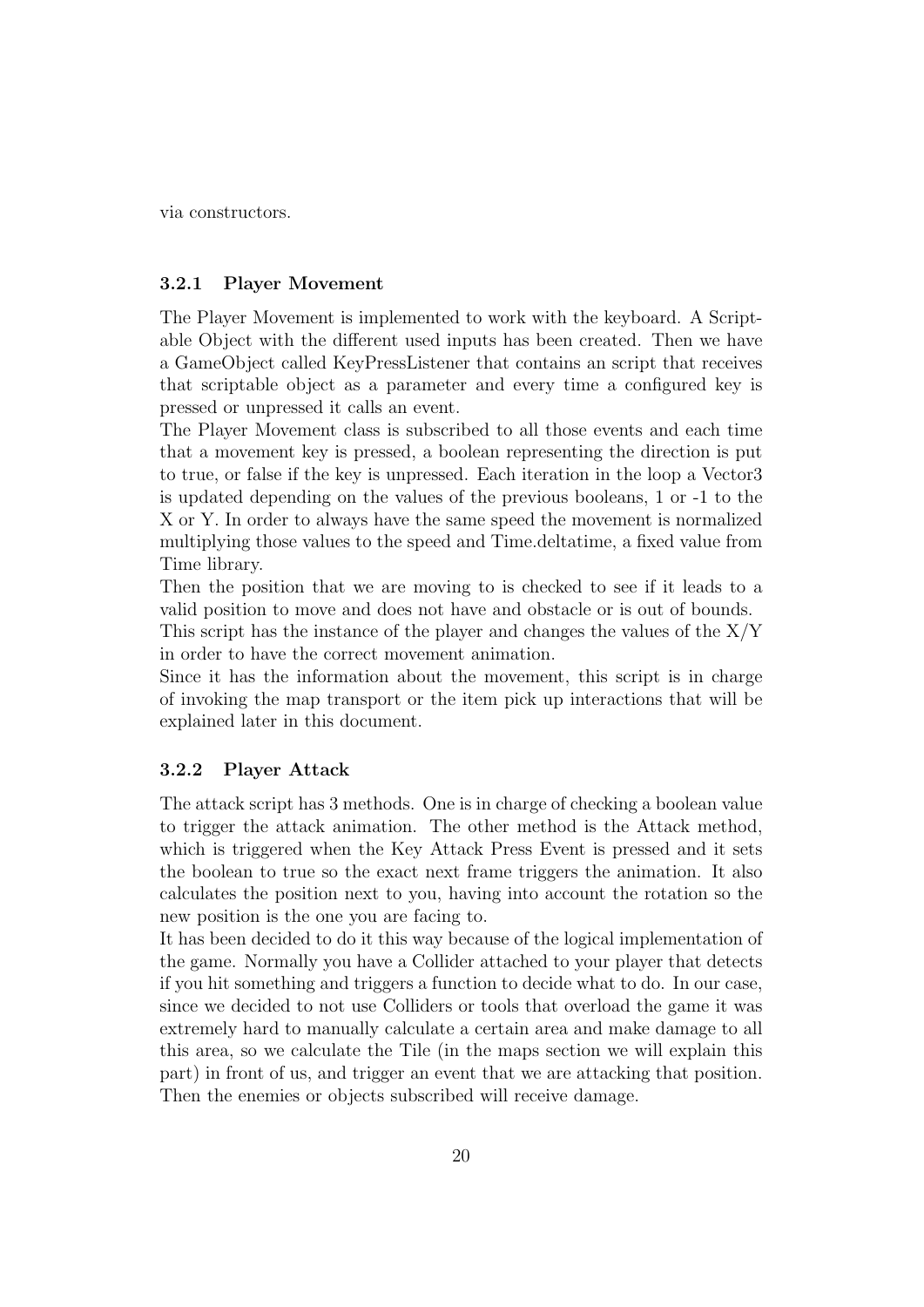via constructors.

### 3.2.1 Player Movement

The Player Movement is implemented to work with the keyboard. A Scriptable Object with the different used inputs has been created. Then we have a GameObject called KeyPressListener that contains an script that receives that scriptable object as a parameter and every time a configured key is pressed or unpressed it calls an event.

The Player Movement class is subscribed to all those events and each time that a movement key is pressed, a boolean representing the direction is put to true, or false if the key is unpressed. Each iteration in the loop a Vector3 is updated depending on the values of the previous booleans, 1 or -1 to the X or Y. In order to always have the same speed the movement is normalized multiplying those values to the speed and Time.deltatime, a fixed value from Time library.

Then the position that we are moving to is checked to see if it leads to a valid position to move and does not have and obstacle or is out of bounds.

This script has the instance of the player and changes the values of the X/Y in order to have the correct movement animation.

Since it has the information about the movement, this script is in charge of invoking the map transport or the item pick up interactions that will be explained later in this document.

### 3.2.2 Player Attack

The attack script has 3 methods. One is in charge of checking a boolean value to trigger the attack animation. The other method is the Attack method, which is triggered when the Key Attack Press Event is pressed and it sets the boolean to true so the exact next frame triggers the animation. It also calculates the position next to you, having into account the rotation so the new position is the one you are facing to.

It has been decided to do it this way because of the logical implementation of the game. Normally you have a Collider attached to your player that detects if you hit something and triggers a function to decide what to do. In our case, since we decided to not use Colliders or tools that overload the game it was extremely hard to manually calculate a certain area and make damage to all this area, so we calculate the Tile (in the maps section we will explain this part) in front of us, and trigger an event that we are attacking that position. Then the enemies or objects subscribed will receive damage.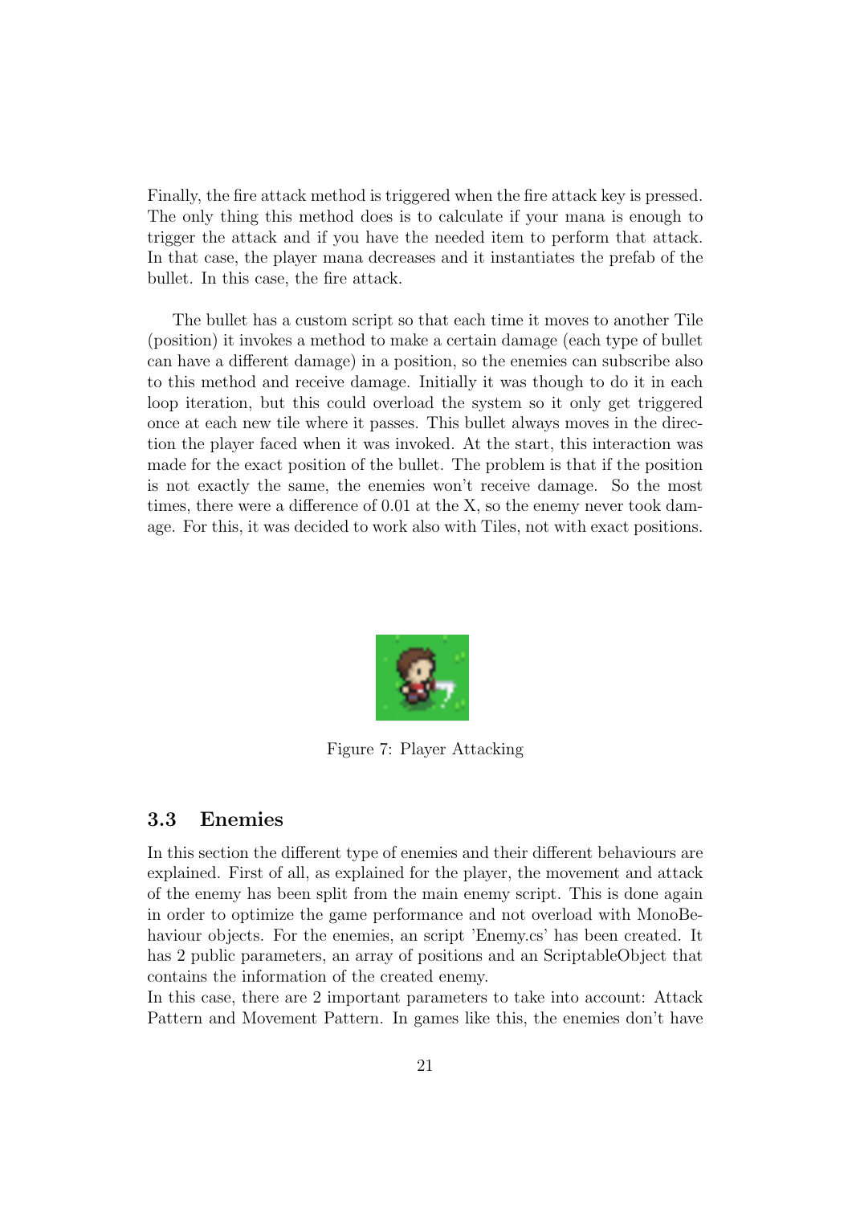Finally, the fire attack method is triggered when the fire attack key is pressed. The only thing this method does is to calculate if your mana is enough to trigger the attack and if you have the needed item to perform that attack. In that case, the player mana decreases and it instantiates the prefab of the bullet. In this case, the fire attack.

The bullet has a custom script so that each time it moves to another Tile (position) it invokes a method to make a certain damage (each type of bullet can have a different damage) in a position, so the enemies can subscribe also to this method and receive damage. Initially it was though to do it in each loop iteration, but this could overload the system so it only get triggered once at each new tile where it passes. This bullet always moves in the direction the player faced when it was invoked. At the start, this interaction was made for the exact position of the bullet. The problem is that if the position is not exactly the same, the enemies won't receive damage. So the most times, there were a difference of 0.01 at the X, so the enemy never took damage. For this, it was decided to work also with Tiles, not with exact positions.

Figure 7: Player Attacking

### 3.3 Enemies

In this section the different type of enemies and their different behaviours are explained. First of all, as explained for the player, the movement and attack of the enemy has been split from the main enemy script. This is done again in order to optimize the game performance and not overload with MonoBehaviour objects. For the enemies, an script 'Enemy.cs' has been created. It has 2 public parameters, an array of positions and an ScriptableObject that contains the information of the created enemy.

In this case, there are 2 important parameters to take into account: Attack Pattern and Movement Pattern. In games like this, the enemies don't have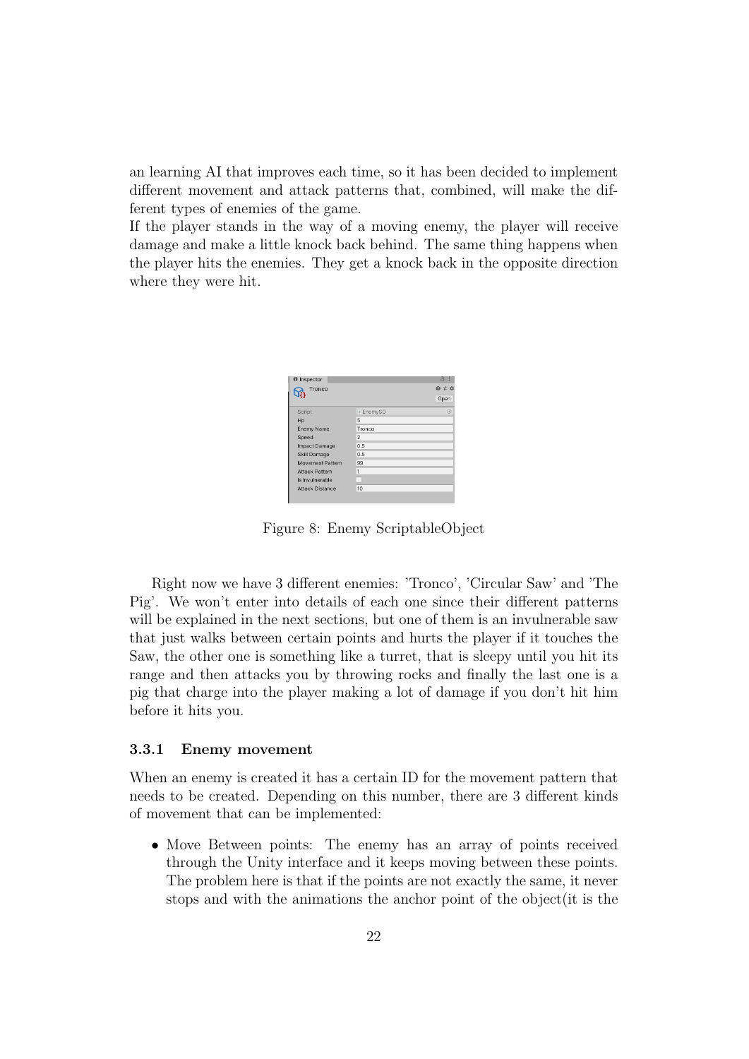an learning AI that improves each time, so it has been decided to implement different movement and attack patterns that, combined, will make the different types of enemies of the game.
If the player stands in the way of a moving enemy, the player will receive damage and make a little knock back behind. The same thing happens when the player hits the enemies. They get a knock back in the opposite direction where they were hit.

Figure 8: Enemy ScriptableObject

Right now we have 3 different enemies: 'Tronco', 'Circular Saw' and 'The Pig'. We won't enter into details of each one since their different patterns will be explained in the next sections, but one of them is an invulnerable saw that just walks between certain points and hurts the player if it touches the Saw, the other one is something like a turret, that is sleepy until you hit its range and then attacks you by throwing rocks and finally the last one is a pig that charge into the player making a lot of damage if you don't hit him before it hits you.

### 3.3.1 Enemy movement

When an enemy is created it has a certain ID for the movement pattern that needs to be created. Depending on this number, there are 3 different kinds of movement that can be implemented:

- Move Between points: The enemy has an array of points received through the Unity interface and it keeps moving between these points. The problem here is that if the points are not exactly the same, it never stops and with the animations the anchor point of the object(it is the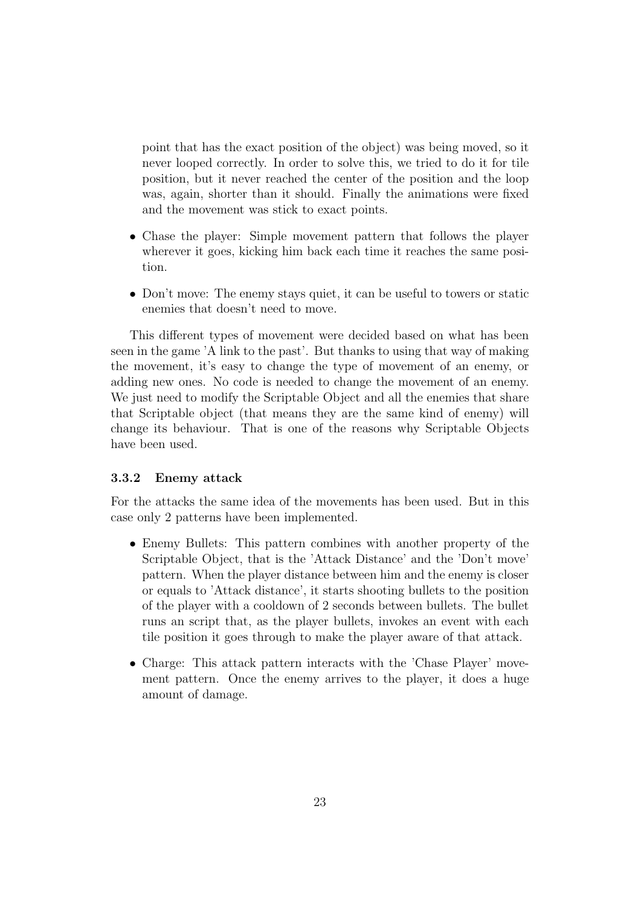point that has the exact position of the object) was being moved, so it never looped correctly. In order to solve this, we tried to do it for tile position, but it never reached the center of the position and the loop was, again, shorter than it should. Finally the animations were fixed and the movement was stick to exact points.

- Chase the player: Simple movement pattern that follows the player wherever it goes, kicking him back each time it reaches the same position.
- Don't move: The enemy stays quiet, it can be useful to towers or static enemies that doesn't need to move.

This different types of movement were decided based on what has been seen in the game 'A link to the past'. But thanks to using that way of making the movement, it's easy to change the type of movement of an enemy, or adding new ones. No code is needed to change the movement of an enemy. We just need to modify the Scriptable Object and all the enemies that share that Scriptable object (that means they are the same kind of enemy) will change its behaviour. That is one of the reasons why Scriptable Objects have been used.

### 3.3.2 Enemy attack

For the attacks the same idea of the movements has been used. But in this case only 2 patterns have been implemented.

- Enemy Bullets: This pattern combines with another property of the Scriptable Object, that is the 'Attack Distance' and the 'Don't move' pattern. When the player distance between him and the enemy is closer or equals to 'Attack distance', it starts shooting bullets to the position of the player with a cooldown of 2 seconds between bullets. The bullet runs an script that, as the player bullets, invokes an event with each tile position it goes through to make the player aware of that attack.
- Charge: This attack pattern interacts with the 'Chase Player' movement pattern. Once the enemy arrives to the player, it does a huge amount of damage.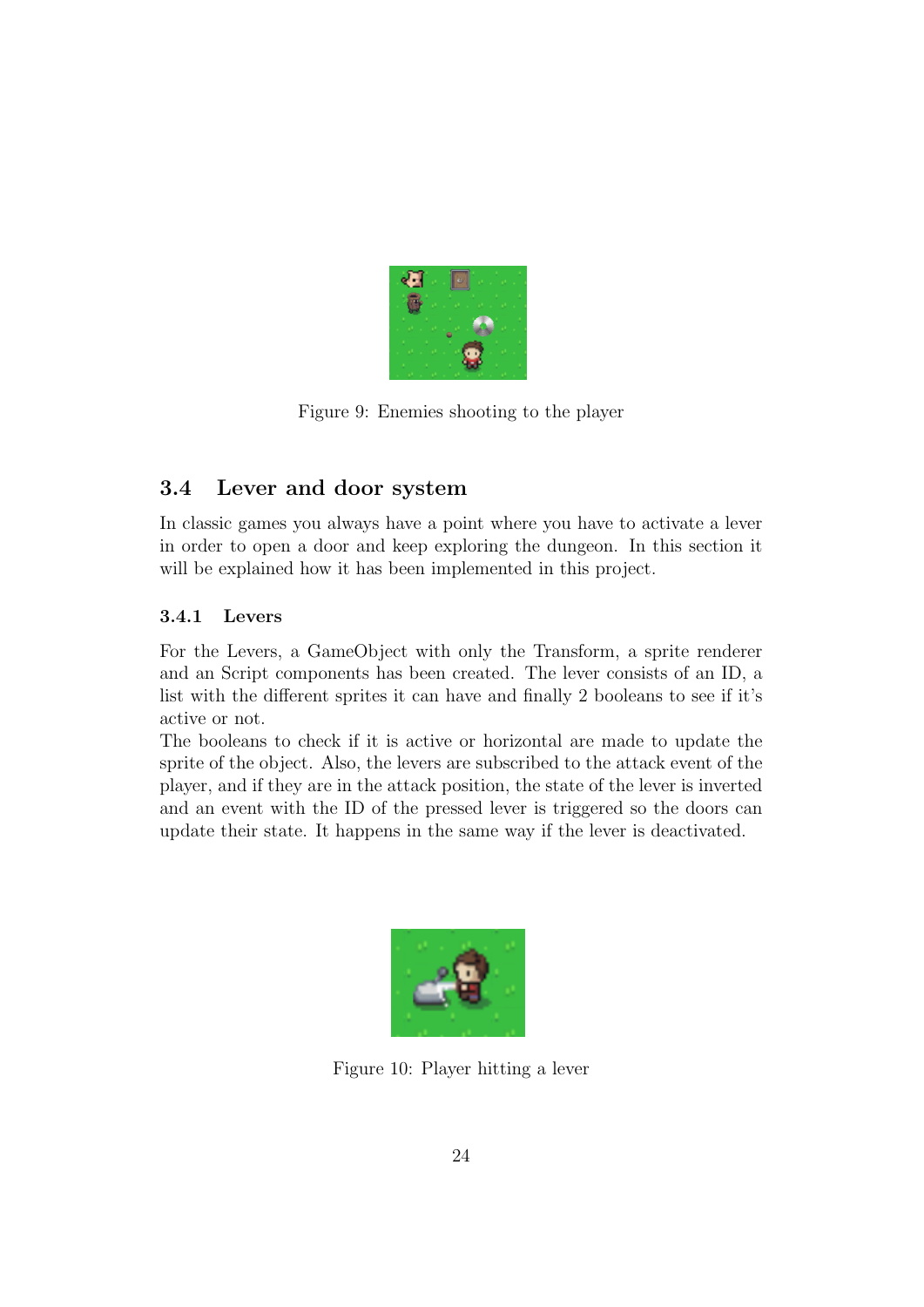Figure 9: Enemies shooting to the player

## 3.4 Lever and door system

In classic games you always have a point where you have to activate a lever in order to open a door and keep exploring the dungeon. In this section it will be explained how it has been implemented in this project.

### 3.4.1 Levers

For the Levers, a GameObject with only the Transform, a sprite renderer and an Script components has been created. The lever consists of an ID, a list with the different sprites it can have and finally 2 booleans to see if it's active or not.

The booleans to check if it is active or horizontal are made to update the sprite of the object. Also, the levers are subscribed to the attack event of the player, and if they are in the attack position, the state of the lever is inverted and an event with the ID of the pressed lever is triggered so the doors can update their state. It happens in the same way if the lever is deactivated.

Figure 10: Player hitting a lever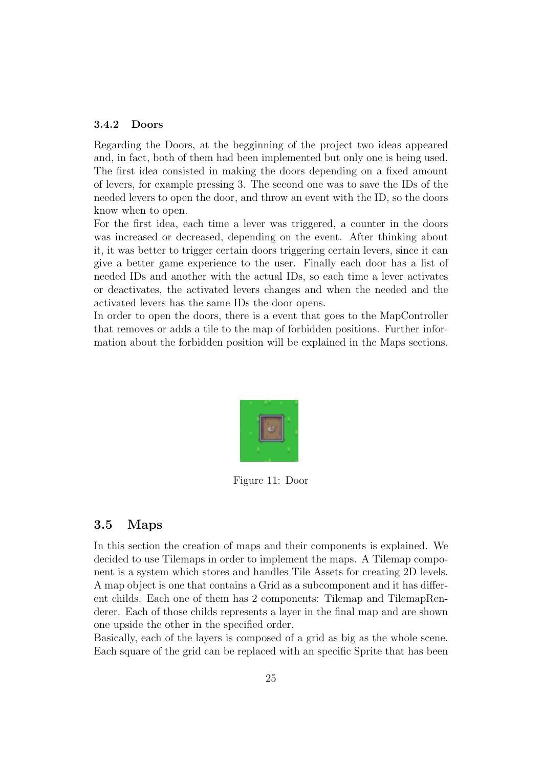### 3.4.2 Doors

Regarding the Doors, at the begginning of the project two ideas appeared and, in fact, both of them had been implemented but only one is being used. The first idea consisted in making the doors depending on a fixed amount of levers, for example pressing 3. The second one was to save the IDs of the needed levers to open the door, and throw an event with the ID, so the doors know when to open.

For the first idea, each time a lever was triggered, a counter in the doors was increased or decreased, depending on the event. After thinking about it, it was better to trigger certain doors triggering certain levers, since it can give a better game experience to the user. Finally each door has a list of needed IDs and another with the actual IDs, so each time a lever activates or deactivates, the activated levers changes and when the needed and the activated levers has the same IDs the door opens.

In order to open the doors, there is a event that goes to the MapController that removes or adds a tile to the map of forbidden positions. Further information about the forbidden position will be explained in the Maps sections.

Figure 11: Door

## 3.5 Maps

In this section the creation of maps and their components is explained. We decided to use Tilemaps in order to implement the maps. A Tilemap component is a system which stores and handles Tile Assets for creating 2D levels. A map object is one that contains a Grid as a subcomponent and it has different childs. Each one of them has 2 components: Tilemap and TilemapRenderer. Each of those childs represents a layer in the final map and are shown one upside the other in the specified order.

Basically, each of the layers is composed of a grid as big as the whole scene. Each square of the grid can be replaced with an specific Sprite that has been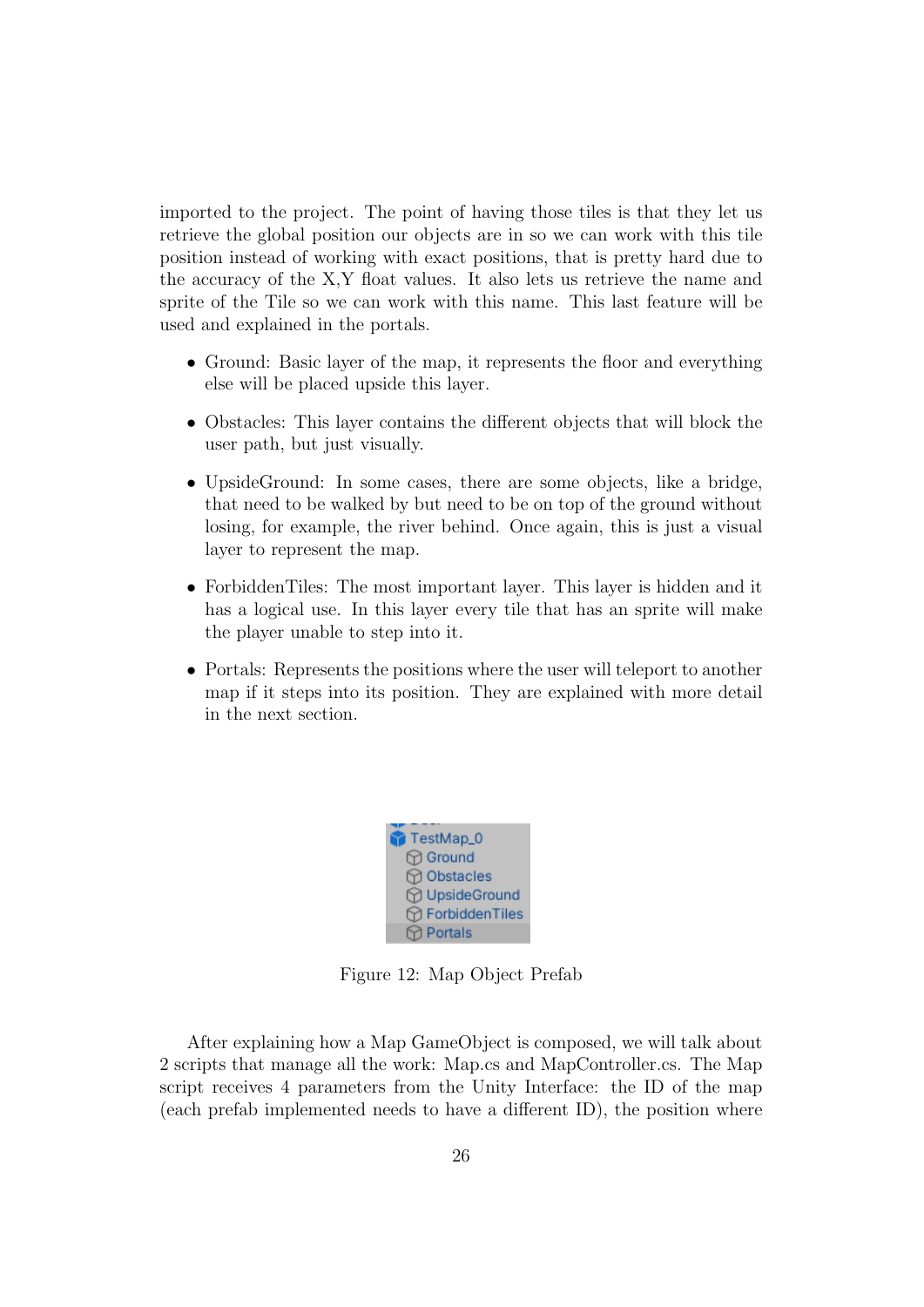imported to the project. The point of having those tiles is that they let us retrieve the global position our objects are in so we can work with this tile position instead of working with exact positions, that is pretty hard due to the accuracy of the X,Y float values. It also lets us retrieve the name and sprite of the Tile so we can work with this name. This last feature will be used and explained in the portals.

- Ground: Basic layer of the map, it represents the floor and everything else will be placed upside this layer.
- Obstacles: This layer contains the different objects that will block the user path, but just visually.
- UpsideGround: In some cases, there are some objects, like a bridge, that need to be walked by but need to be on top of the ground without losing, for example, the river behind. Once again, this is just a visual layer to represent the map.
- ForbiddenTiles: The most important layer. This layer is hidden and it has a logical use. In this layer every tile that has an sprite will make the player unable to step into it.
- Portals: Represents the positions where the user will teleport to another map if it steps into its position. They are explained with more detail in the next section.

Figure 12: Map Object Prefab

After explaining how a Map GameObject is composed, we will talk about 2 scripts that manage all the work: Map.cs and MapController.cs. The Map script receives 4 parameters from the Unity Interface: the ID of the map (each prefab implemented needs to have a different ID), the position where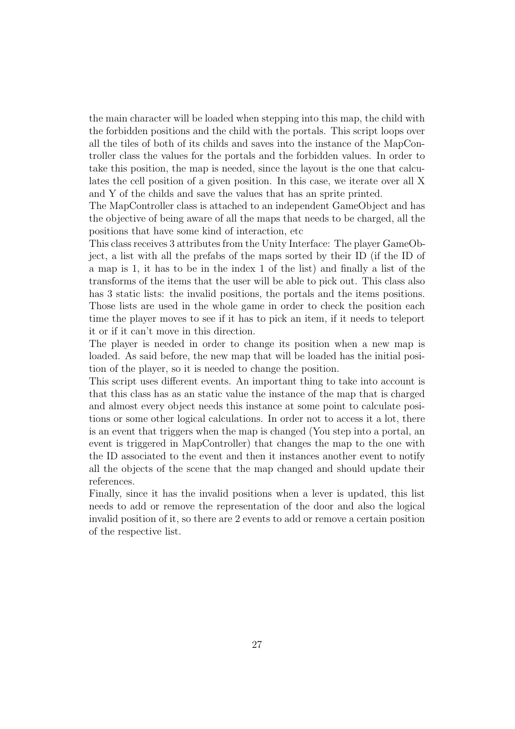the main character will be loaded when stepping into this map, the child with the forbidden positions and the child with the portals. This script loops over all the tiles of both of its childs and saves into the instance of the MapController class the values for the portals and the forbidden values. In order to take this position, the map is needed, since the layout is the one that calculates the cell position of a given position. In this case, we iterate over all X and Y of the childs and save the values that has an sprite printed.

The MapController class is attached to an independent GameObject and has the objective of being aware of all the maps that needs to be charged, all the positions that have some kind of interaction, etc

This class receives 3 attributes from the Unity Interface: The player GameObject, a list with all the prefabs of the maps sorted by their ID (if the ID of a map is 1, it has to be in the index 1 of the list) and finally a list of the transforms of the items that the user will be able to pick out. This class also has 3 static lists: the invalid positions, the portals and the items positions. Those lists are used in the whole game in order to check the position each time the player moves to see if it has to pick an item, if it needs to teleport it or if it can't move in this direction.

The player is needed in order to change its position when a new map is loaded. As said before, the new map that will be loaded has the initial position of the player, so it is needed to change the position.

This script uses different events. An important thing to take into account is that this class has as an static value the instance of the map that is charged and almost every object needs this instance at some point to calculate positions or some other logical calculations. In order not to access it a lot, there is an event that triggers when the map is changed (You step into a portal, an event is triggered in MapController) that changes the map to the one with the ID associated to the event and then it instances another event to notify all the objects of the scene that the map changed and should update their references.

Finally, since it has the invalid positions when a lever is updated, this list needs to add or remove the representation of the door and also the logical invalid position of it, so there are 2 events to add or remove a certain position of the respective list.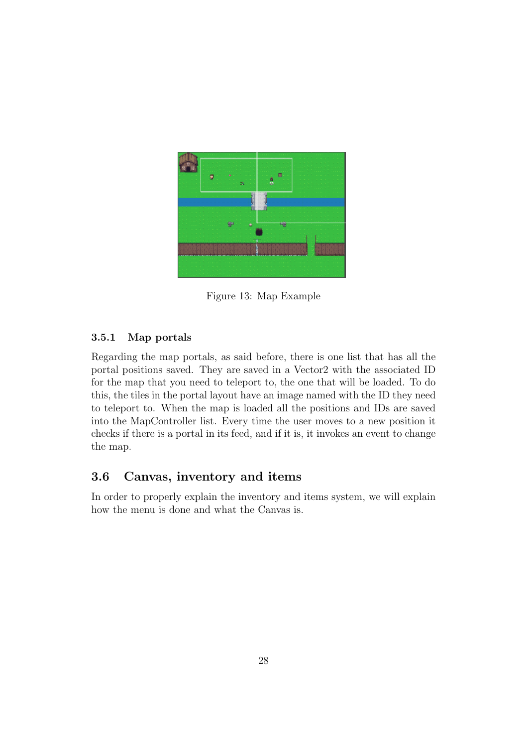Figure 13: Map Example

### 3.5.1 Map portals

Regarding the map portals, as said before, there is one list that has all the portal positions saved. They are saved in a Vector2 with the associated ID for the map that you need to teleport to, the one that will be loaded. To do this, the tiles in the portal layout have an image named with the ID they need to teleport to. When the map is loaded all the positions and IDs are saved into the MapController list. Every time the user moves to a new position it checks if there is a portal in its feed, and if it is, it invokes an event to change the map.

## 3.6 Canvas, inventory and items

In order to properly explain the inventory and items system, we will explain how the menu is done and what the Canvas is.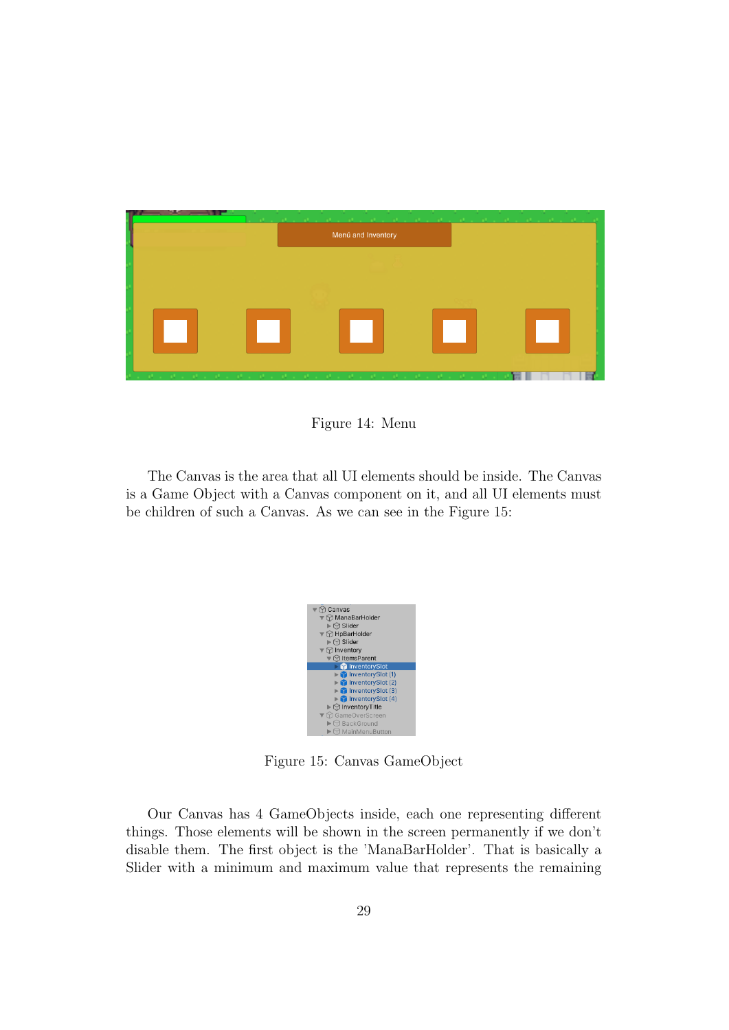Figure 14: Menu

The Canvas is the area that all UI elements should be inside. The Canvas is a Game Object with a Canvas component on it, and all UI elements must be children of such a Canvas. As we can see in the Figure 15:

Figure 15: Canvas GameObject

Our Canvas has 4 GameObjects inside, each one representing different things. Those elements will be shown in the screen permanently if we don't disable them. The first object is the 'ManaBarHolder'. That is basically a Slider with a minimum and maximum value that represents the remaining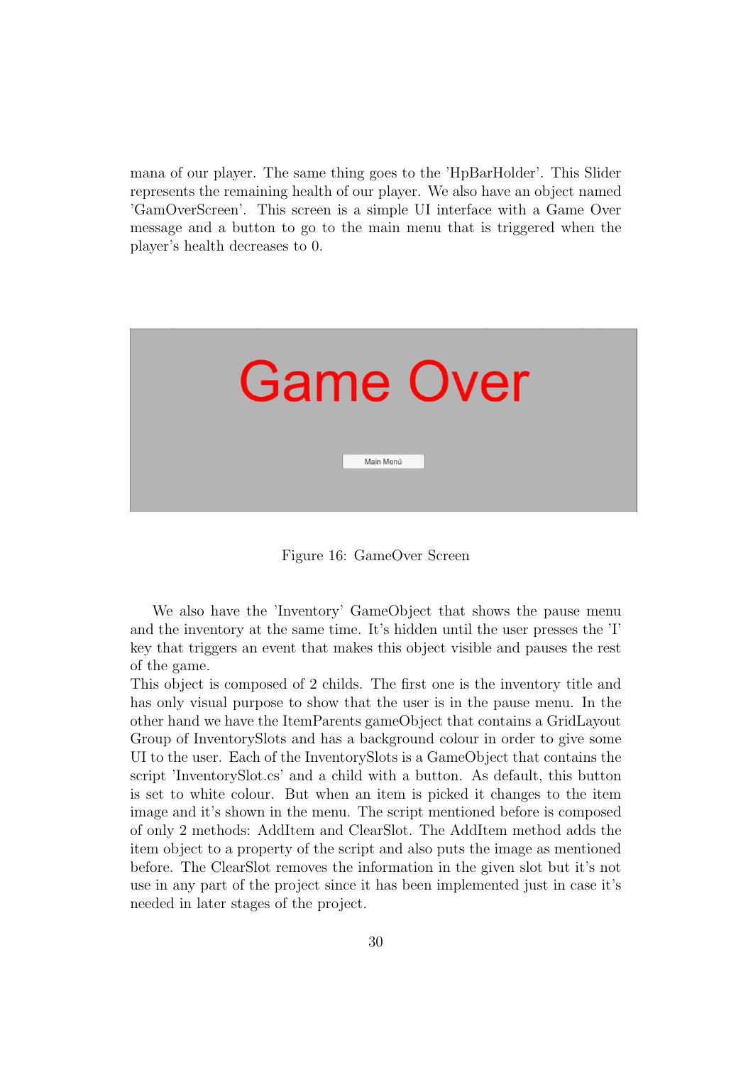mana of our player. The same thing goes to the 'HpBarHolder'. This Slider represents the remaining health of our player. We also have an object named 'GamOverScreen'. This screen is a simple UI interface with a Game Over message and a button to go to the main menu that is triggered when the player's health decreases to 0.

Figure 16: GameOver Screen

We also have the 'Inventory' GameObject that shows the pause menu and the inventory at the same time. It's hidden until the user presses the 'I' key that triggers an event that makes this object visible and pauses the rest of the game.
This object is composed of 2 childs. The first one is the inventory title and has only visual purpose to show that the user is in the pause menu. In the other hand we have the ItemParents gameObject that contains a GridLayout Group of InventorySlots and has a background colour in order to give some UI to the user. Each of the InventorySlots is a GameObject that contains the script 'InventorySlot.cs' and a child with a button. As default, this button is set to white colour. But when an item is picked it changes to the item image and it's shown in the menu. The script mentioned before is composed of only 2 methods: AddItem and ClearSlot. The AddItem method adds the item object to a property of the script and also puts the image as mentioned before. The ClearSlot removes the information in the given slot but it's not use in any part of the project since it has been implemented just in case it's needed in later stages of the project.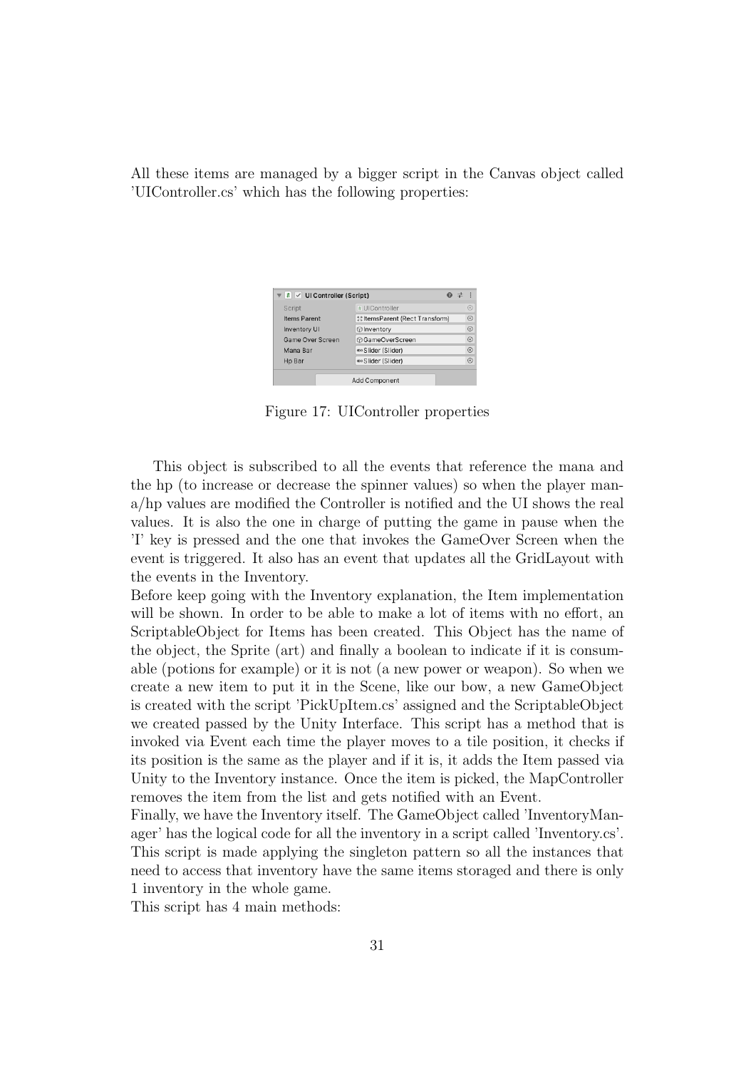All these items are managed by a bigger script in the Canvas object called 'UIController.cs' which has the following properties:

| UI Controller (Script) | |
|---|---|
| Script | UIController |
| Items Parent | ItemsParent (Rect Transform) |
| Inventory UI | Inventory |
| Game Over Screen | GameOverScreen |
| Mana Bar | Slider (Slider) |
| Hp Bar | Slider (Slider) |

Figure 17: UIController properties

This object is subscribed to all the events that reference the mana and the hp (to increase or decrease the spinner values) so when the player mana/hp values are modified the Controller is notified and the UI shows the real values. It is also the one in charge of putting the game in pause when the 'I' key is pressed and the one that invokes the GameOver Screen when the event is triggered. It also has an event that updates all the GridLayout with the events in the Inventory.
Before keep going with the Inventory explanation, the Item implementation will be shown. In order to be able to make a lot of items with no effort, an ScriptableObject for Items has been created. This Object has the name of the object, the Sprite (art) and finally a boolean to indicate if it is consumable (potions for example) or it is not (a new power or weapon). So when we create a new item to put it in the Scene, like our bow, a new GameObject is created with the script 'PickUpItem.cs' assigned and the ScriptableObject we created passed by the Unity Interface. This script has a method that is invoked via Event each time the player moves to a tile position, it checks if its position is the same as the player and if it is, it adds the Item passed via Unity to the Inventory instance. Once the item is picked, the MapController removes the item from the list and gets notified with an Event.
Finally, we have the Inventory itself. The GameObject called 'InventoryManager' has the logical code for all the inventory in a script called 'Inventory.cs'. This script is made applying the singleton pattern so all the instances that need to access that inventory have the same items storaged and there is only 1 inventory in the whole game.
This script has 4 main methods: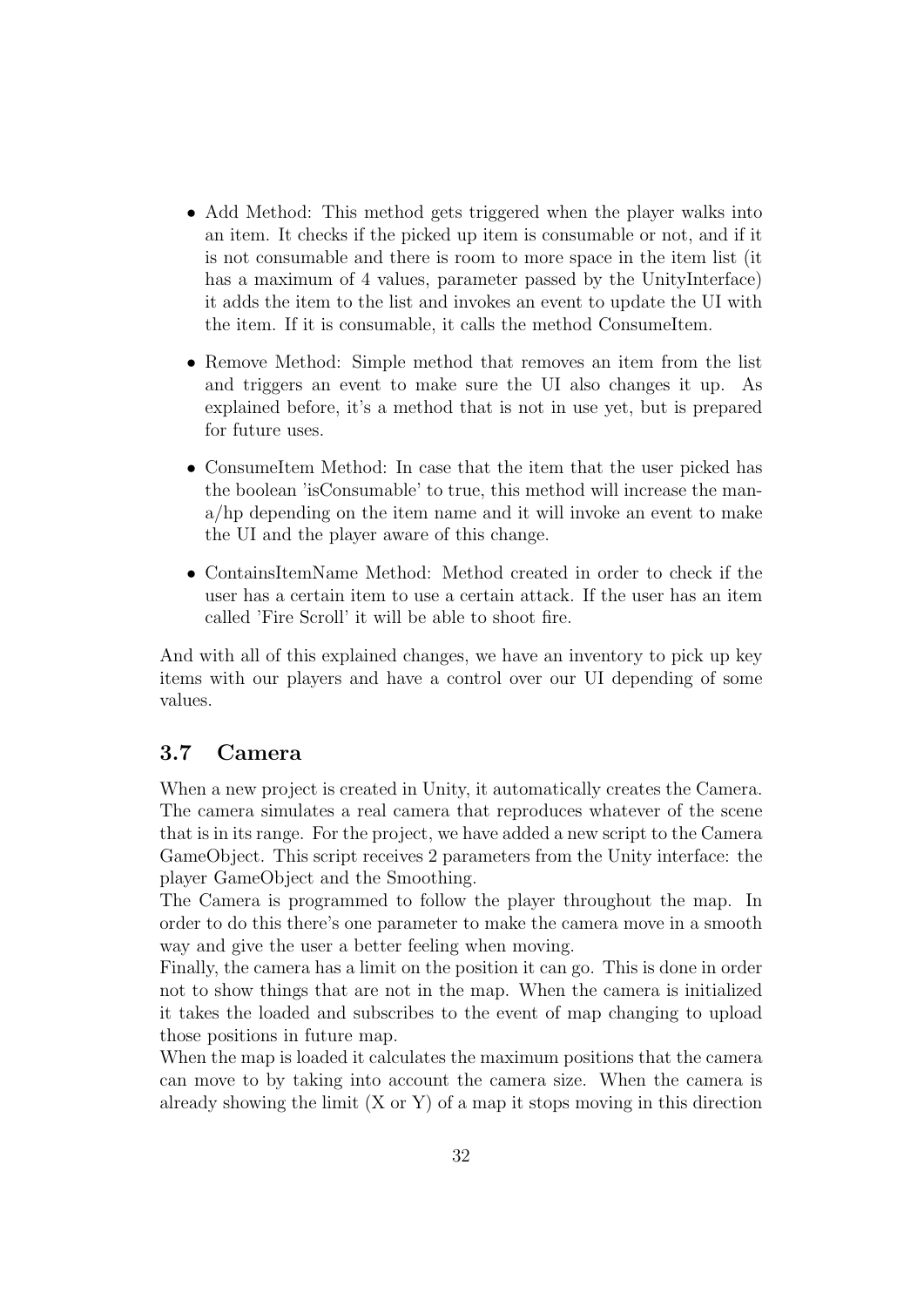- Add Method: This method gets triggered when the player walks into an item. It checks if the picked up item is consumable or not, and if it is not consumable and there is room to more space in the item list (it has a maximum of 4 values, parameter passed by the UnityInterface) it adds the item to the list and invokes an event to update the UI with the item. If it is consumable, it calls the method ConsumeItem.
- Remove Method: Simple method that removes an item from the list and triggers an event to make sure the UI also changes it up. As explained before, it's a method that is not in use yet, but is prepared for future uses.
- ConsumeItem Method: In case that the item that the user picked has the boolean 'isConsumable' to true, this method will increase the mana/hp depending on the item name and it will invoke an event to make the UI and the player aware of this change.
- ContainsItemName Method: Method created in order to check if the user has a certain item to use a certain attack. If the user has an item called 'Fire Scroll' it will be able to shoot fire.

And with all of this explained changes, we have an inventory to pick up key items with our players and have a control over our UI depending of some values.

### 3.7 Camera

When a new project is created in Unity, it automatically creates the Camera. The camera simulates a real camera that reproduces whatever of the scene that is in its range. For the project, we have added a new script to the Camera GameObject. This script receives 2 parameters from the Unity interface: the player GameObject and the Smoothing.

The Camera is programmed to follow the player throughout the map. In order to do this there's one parameter to make the camera move in a smooth way and give the user a better feeling when moving.

Finally, the camera has a limit on the position it can go. This is done in order not to show things that are not in the map. When the camera is initialized it takes the loaded and subscribes to the event of map changing to upload those positions in future map.

When the map is loaded it calculates the maximum positions that the camera can move to by taking into account the camera size. When the camera is already showing the limit (X or Y) of a map it stops moving in this direction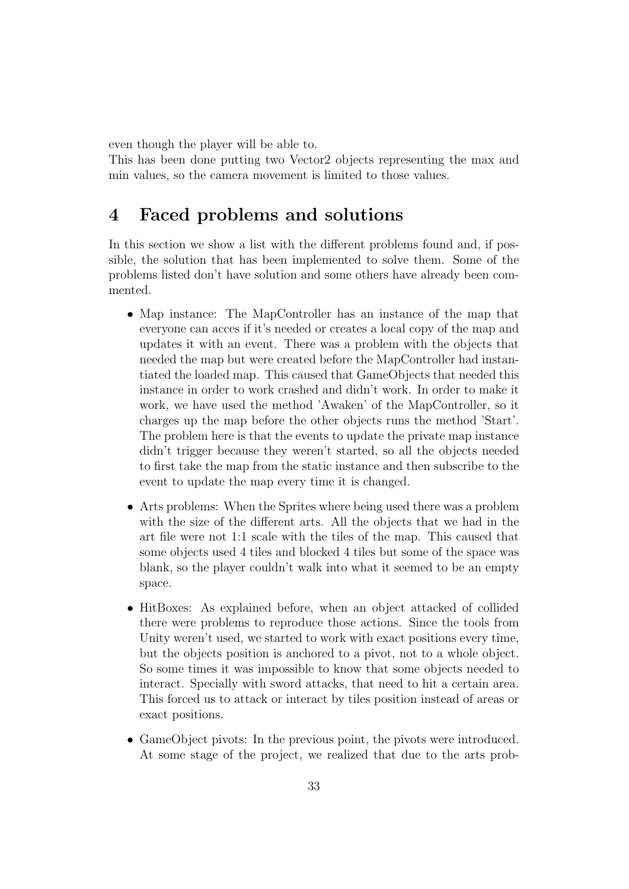even though the player will be able to.
This has been done putting two Vector2 objects representing the max and min values, so the camera movement is limited to those values.

# 4 Faced problems and solutions

In this section we show a list with the different problems found and, if possible, the solution that has been implemented to solve them. Some of the problems listed don't have solution and some others have already been commented.

- Map instance: The MapController has an instance of the map that everyone can acces if it's needed or creates a local copy of the map and updates it with an event. There was a problem with the objects that needed the map but were created before the MapController had instantiated the loaded map. This caused that GameObjects that needed this instance in order to work crashed and didn't work. In order to make it work, we have used the method 'Awaken' of the MapController, so it charges up the map before the other objects runs the method 'Start'. The problem here is that the events to update the private map instance didn't trigger because they weren't started, so all the objects needed to first take the map from the static instance and then subscribe to the event to update the map every time it is changed.

- Arts problems: When the Sprites where being used there was a problem with the size of the different arts. All the objects that we had in the art file were not 1:1 scale with the tiles of the map. This caused that some objects used 4 tiles and blocked 4 tiles but some of the space was blank, so the player couldn't walk into what it seemed to be an empty space.

- HitBoxes: As explained before, when an object attacked of collided there were problems to reproduce those actions. Since the tools from Unity weren't used, we started to work with exact positions every time, but the objects position is anchored to a pivot, not to a whole object. So some times it was impossible to know that some objects needed to interact. Specially with sword attacks, that need to hit a certain area. This forced us to attack or interact by tiles position instead of areas or exact positions.

- GameObject pivots: In the previous point, the pivots were introduced. At some stage of the project, we realized that due to the arts prob-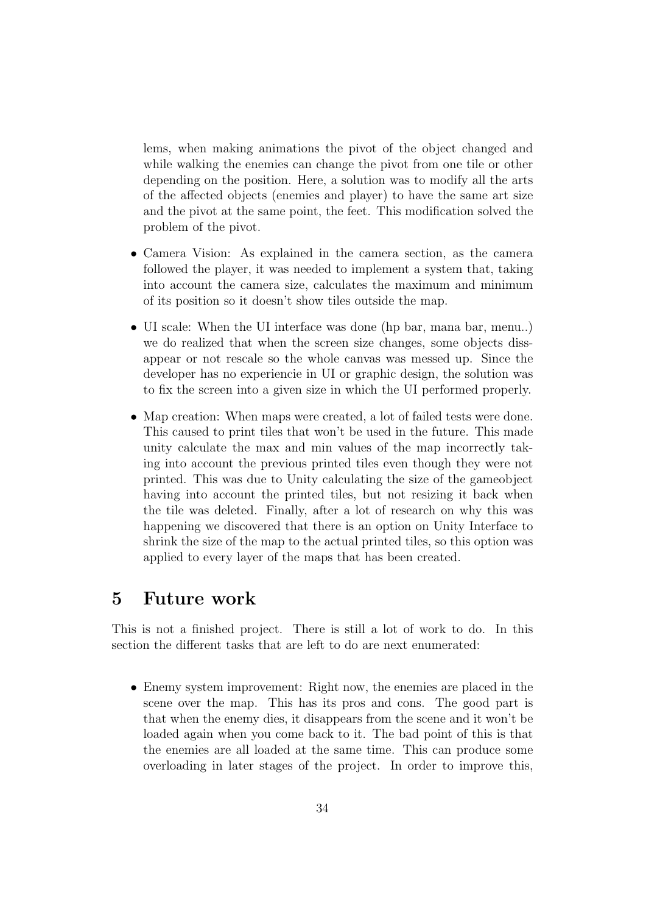lems, when making animations the pivot of the object changed and while walking the enemies can change the pivot from one tile or other depending on the position. Here, a solution was to modify all the arts of the affected objects (enemies and player) to have the same art size and the pivot at the same point, the feet. This modification solved the problem of the pivot.

- Camera Vision: As explained in the camera section, as the camera followed the player, it was needed to implement a system that, taking into account the camera size, calculates the maximum and minimum of its position so it doesn't show tiles outside the map.
- UI scale: When the UI interface was done (hp bar, mana bar, menu..) we do realized that when the screen size changes, some objects dissappear or not rescale so the whole canvas was messed up. Since the developer has no experiencie in UI or graphic design, the solution was to fix the screen into a given size in which the UI performed properly.
- Map creation: When maps were created, a lot of failed tests were done. This caused to print tiles that won't be used in the future. This made unity calculate the max and min values of the map incorrectly taking into account the previous printed tiles even though they were not printed. This was due to Unity calculating the size of the gameobject having into account the printed tiles, but not resizing it back when the tile was deleted. Finally, after a lot of research on why this was happening we discovered that there is an option on Unity Interface to shrink the size of the map to the actual printed tiles, so this option was applied to every layer of the maps that has been created.

# 5 Future work

This is not a finished project. There is still a lot of work to do. In this section the different tasks that are left to do are next enumerated:

- Enemy system improvement: Right now, the enemies are placed in the scene over the map. This has its pros and cons. The good part is that when the enemy dies, it disappears from the scene and it won't be loaded again when you come back to it. The bad point of this is that the enemies are all loaded at the same time. This can produce some overloading in later stages of the project. In order to improve this,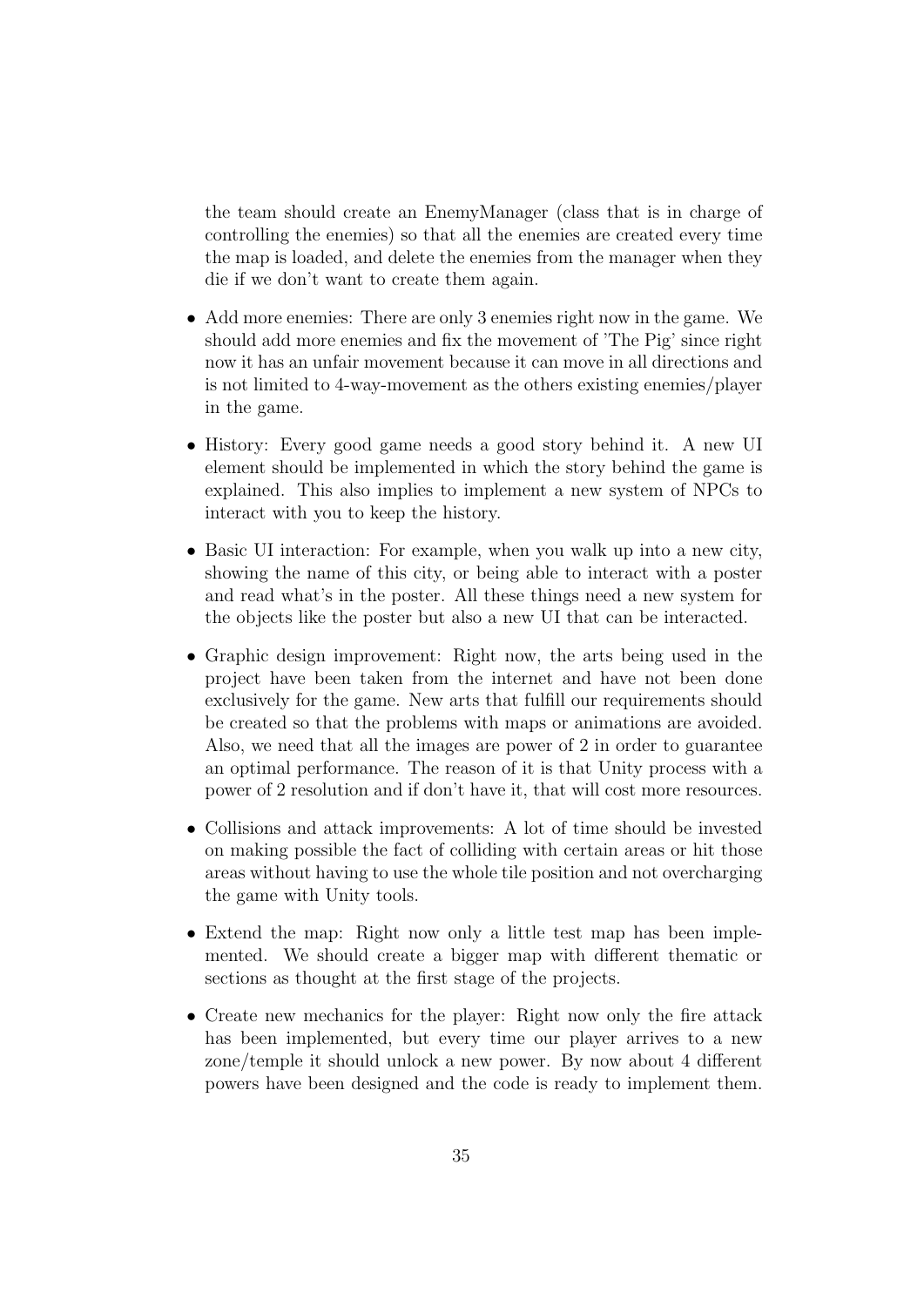the team should create an EnemyManager (class that is in charge of controlling the enemies) so that all the enemies are created every time the map is loaded, and delete the enemies from the manager when they die if we don't want to create them again.

- Add more enemies: There are only 3 enemies right now in the game. We should add more enemies and fix the movement of 'The Pig' since right now it has an unfair movement because it can move in all directions and is not limited to 4-way-movement as the others existing enemies/player in the game.
- History: Every good game needs a good story behind it. A new UI element should be implemented in which the story behind the game is explained. This also implies to implement a new system of NPCs to interact with you to keep the history.
- Basic UI interaction: For example, when you walk up into a new city, showing the name of this city, or being able to interact with a poster and read what's in the poster. All these things need a new system for the objects like the poster but also a new UI that can be interacted.
- Graphic design improvement: Right now, the arts being used in the project have been taken from the internet and have not been done exclusively for the game. New arts that fulfill our requirements should be created so that the problems with maps or animations are avoided. Also, we need that all the images are power of 2 in order to guarantee an optimal performance. The reason of it is that Unity process with a power of 2 resolution and if don't have it, that will cost more resources.
- Collisions and attack improvements: A lot of time should be invested on making possible the fact of colliding with certain areas or hit those areas without having to use the whole tile position and not overcharging the game with Unity tools.
- Extend the map: Right now only a little test map has been implemented. We should create a bigger map with different thematic or sections as thought at the first stage of the projects.
- Create new mechanics for the player: Right now only the fire attack has been implemented, but every time our player arrives to a new zone/temple it should unlock a new power. By now about 4 different powers have been designed and the code is ready to implement them.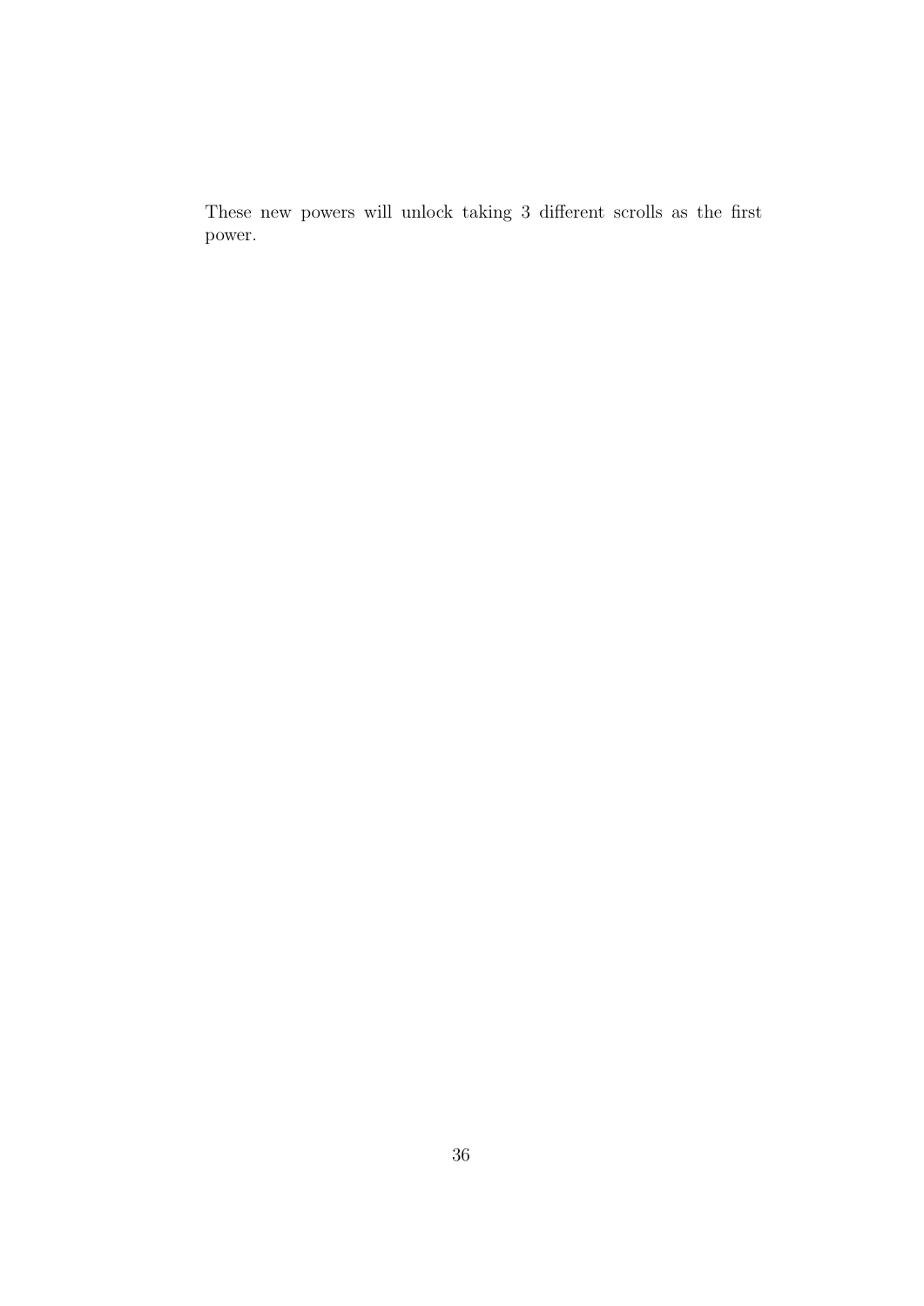These new powers will unlock taking 3 different scrolls as the first power.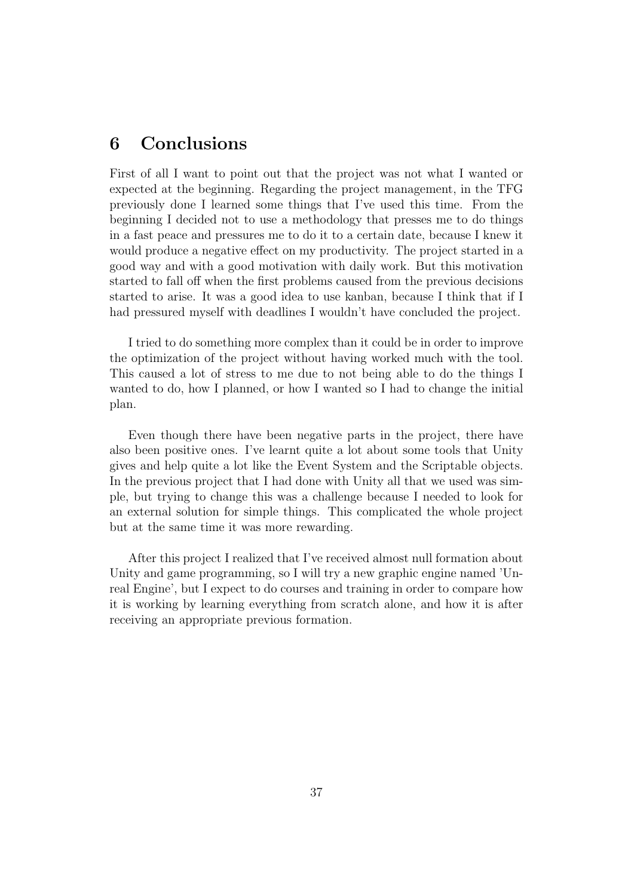# 6 Conclusions

First of all I want to point out that the project was not what I wanted or expected at the beginning. Regarding the project management, in the TFG previously done I learned some things that I've used this time. From the beginning I decided not to use a methodology that presses me to do things in a fast peace and pressures me to do it to a certain date, because I knew it would produce a negative effect on my productivity. The project started in a good way and with a good motivation with daily work. But this motivation started to fall off when the first problems caused from the previous decisions started to arise. It was a good idea to use kanban, because I think that if I had pressured myself with deadlines I wouldn't have concluded the project.

I tried to do something more complex than it could be in order to improve the optimization of the project without having worked much with the tool. This caused a lot of stress to me due to not being able to do the things I wanted to do, how I planned, or how I wanted so I had to change the initial plan.

Even though there have been negative parts in the project, there have also been positive ones. I've learnt quite a lot about some tools that Unity gives and help quite a lot like the Event System and the Scriptable objects. In the previous project that I had done with Unity all that we used was simple, but trying to change this was a challenge because I needed to look for an external solution for simple things. This complicated the whole project but at the same time it was more rewarding.

After this project I realized that I've received almost null formation about Unity and game programming, so I will try a new graphic engine named 'Unreal Engine', but I expect to do courses and training in order to compare how it is working by learning everything from scratch alone, and how it is after receiving an appropriate previous formation.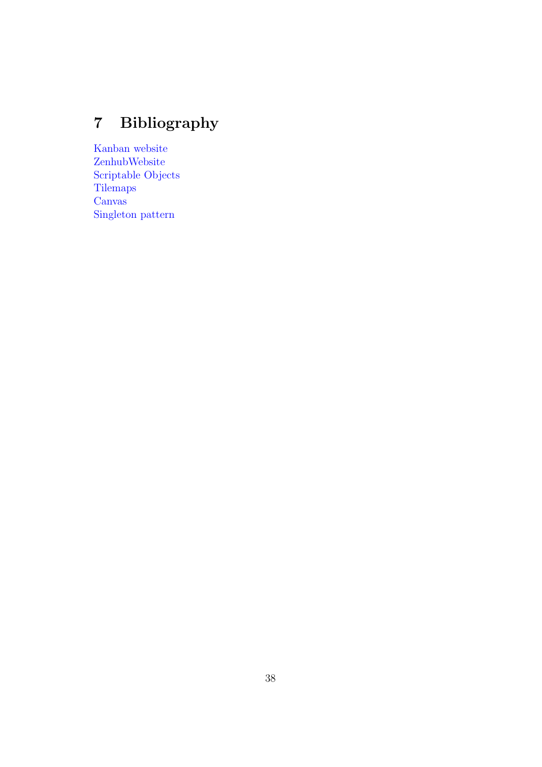# 7 Bibliography

Kanban website
ZenhubWebsite
Scriptable Objects
Tilemaps
Canvas
Singleton pattern